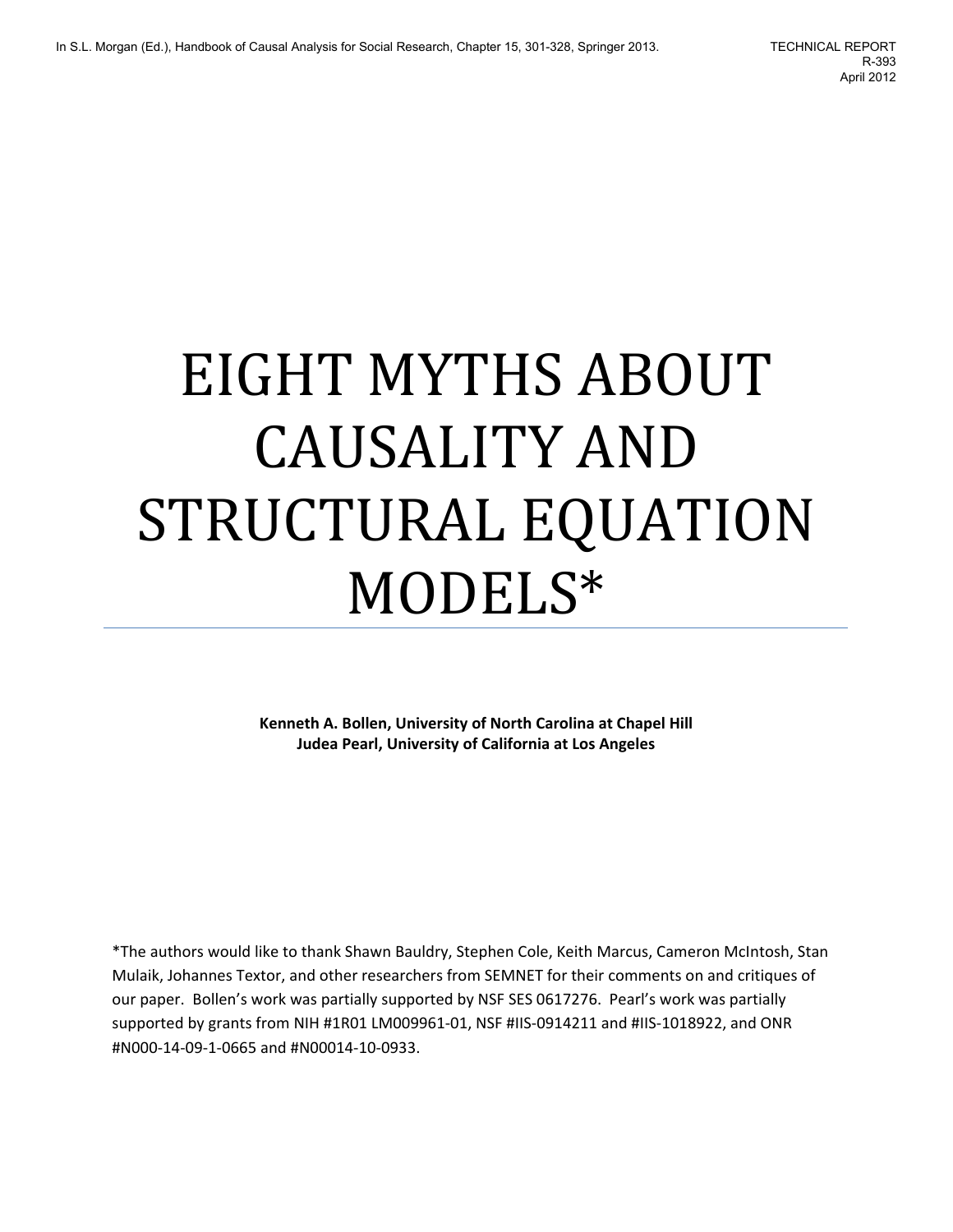In S.L. Morgan (Ed.), Handbook of Causal Analysis for Social Research, Chapter 15, 301-328, Springer 2013.

TECHNICAL REPORT
R-393
April 2012

# EIGHT MYTHS ABOUT CAUSALITY AND STRUCTURAL EQUATION MODELS*

**Kenneth A. Bollen, University of North Carolina at Chapel Hill**
**Judea Pearl, University of California at Los Angeles**

*The authors would like to thank Shawn Bauldry, Stephen Cole, Keith Marcus, Cameron McIntosh, Stan Mulaik, Johannes Textor, and other researchers from SEMNET for their comments on and critiques of our paper. Bollen's work was partially supported by NSF SES 0617276. Pearl's work was partially supported by grants from NIH #1R01 LM009961-01, NSF #IIS-0914211 and #IIS-1018922, and ONR #N000-14-09-1-0665 and #N00014-10-0933.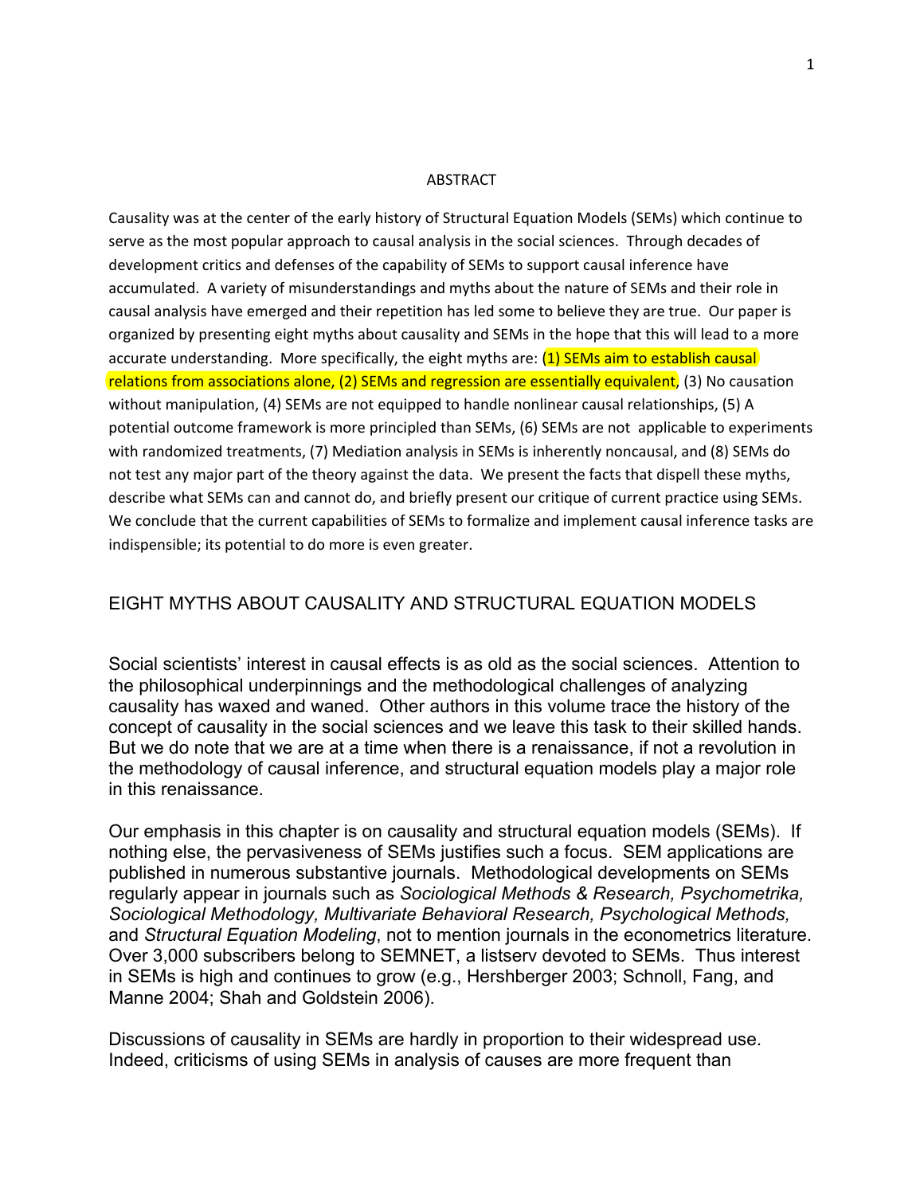ABSTRACT

Causality was at the center of the early history of Structural Equation Models (SEMs) which continue to serve as the most popular approach to causal analysis in the social sciences. Through decades of development critics and defenses of the capability of SEMs to support causal inference have accumulated. A variety of misunderstandings and myths about the nature of SEMs and their role in causal analysis have emerged and their repetition has led some to believe they are true. Our paper is organized by presenting eight myths about causality and SEMs in the hope that this will lead to a more accurate understanding. More specifically, the eight myths are: (1) SEMs aim to establish causal relations from associations alone, (2) SEMs and regression are essentially equivalent, (3) No causation without manipulation, (4) SEMs are not equipped to handle nonlinear causal relationships, (5) A potential outcome framework is more principled than SEMs, (6) SEMs are not applicable to experiments with randomized treatments, (7) Mediation analysis in SEMs is inherently noncausal, and (8) SEMs do not test any major part of the theory against the data. We present the facts that dispell these myths, describe what SEMs can and cannot do, and briefly present our critique of current practice using SEMs. We conclude that the current capabilities of SEMs to formalize and implement causal inference tasks are indispensible; its potential to do more is even greater.

# EIGHT MYTHS ABOUT CAUSALITY AND STRUCTURAL EQUATION MODELS

Social scientists' interest in causal effects is as old as the social sciences. Attention to the philosophical underpinnings and the methodological challenges of analyzing causality has waxed and waned. Other authors in this volume trace the history of the concept of causality in the social sciences and we leave this task to their skilled hands. But we do note that we are at a time when there is a renaissance, if not a revolution in the methodology of causal inference, and structural equation models play a major role in this renaissance.

Our emphasis in this chapter is on causality and structural equation models (SEMs). If nothing else, the pervasiveness of SEMs justifies such a focus. SEM applications are published in numerous substantive journals. Methodological developments on SEMs regularly appear in journals such as *Sociological Methods & Research, Psychometrika, Sociological Methodology, Multivariate Behavioral Research, Psychological Methods,* and *Structural Equation Modeling*, not to mention journals in the econometrics literature. Over 3,000 subscribers belong to SEMNET, a listserv devoted to SEMs. Thus interest in SEMs is high and continues to grow (e.g., Hershberger 2003; Schnoll, Fang, and Manne 2004; Shah and Goldstein 2006).

Discussions of causality in SEMs are hardly in proportion to their widespread use. Indeed, criticisms of using SEMs in analysis of causes are more frequent than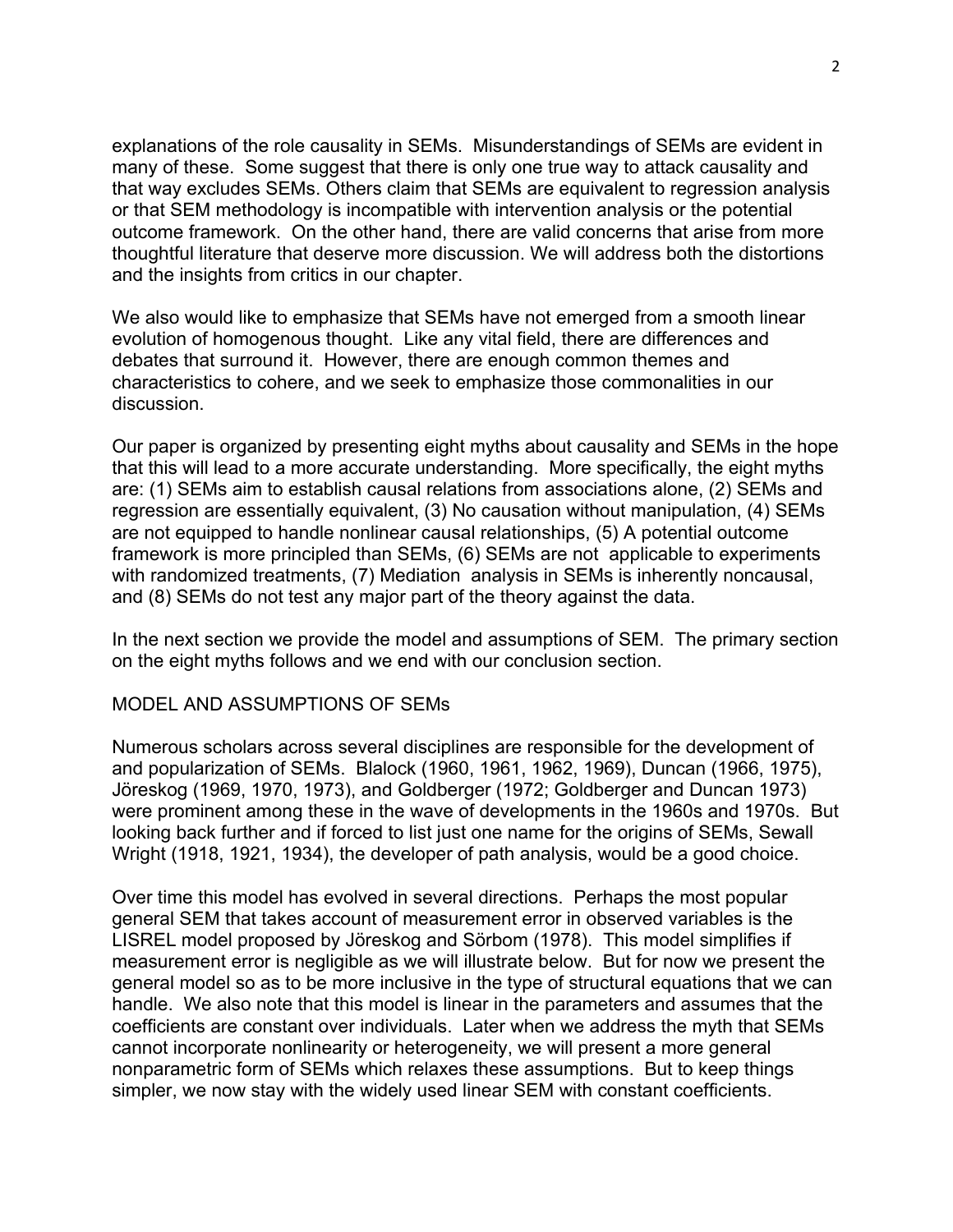explanations of the role causality in SEMs. Misunderstandings of SEMs are evident in many of these. Some suggest that there is only one true way to attack causality and that way excludes SEMs. Others claim that SEMs are equivalent to regression analysis or that SEM methodology is incompatible with intervention analysis or the potential outcome framework. On the other hand, there are valid concerns that arise from more thoughtful literature that deserve more discussion. We will address both the distortions and the insights from critics in our chapter.

We also would like to emphasize that SEMs have not emerged from a smooth linear evolution of homogenous thought. Like any vital field, there are differences and debates that surround it. However, there are enough common themes and characteristics to cohere, and we seek to emphasize those commonalities in our discussion.

Our paper is organized by presenting eight myths about causality and SEMs in the hope that this will lead to a more accurate understanding. More specifically, the eight myths are: (1) SEMs aim to establish causal relations from associations alone, (2) SEMs and regression are essentially equivalent, (3) No causation without manipulation, (4) SEMs are not equipped to handle nonlinear causal relationships, (5) A potential outcome framework is more principled than SEMs, (6) SEMs are not applicable to experiments with randomized treatments, (7) Mediation analysis in SEMs is inherently noncausal, and (8) SEMs do not test any major part of the theory against the data.

In the next section we provide the model and assumptions of SEM. The primary section on the eight myths follows and we end with our conclusion section.

## MODEL AND ASSUMPTIONS OF SEMs

Numerous scholars across several disciplines are responsible for the development of and popularization of SEMs. Blalock (1960, 1961, 1962, 1969), Duncan (1966, 1975), Jöreskog (1969, 1970, 1973), and Goldberger (1972; Goldberger and Duncan 1973) were prominent among these in the wave of developments in the 1960s and 1970s. But looking back further and if forced to list just one name for the origins of SEMs, Sewall Wright (1918, 1921, 1934), the developer of path analysis, would be a good choice.

Over time this model has evolved in several directions. Perhaps the most popular general SEM that takes account of measurement error in observed variables is the LISREL model proposed by Jöreskog and Sörbom (1978). This model simplifies if measurement error is negligible as we will illustrate below. But for now we present the general model so as to be more inclusive in the type of structural equations that we can handle. We also note that this model is linear in the parameters and assumes that the coefficients are constant over individuals. Later when we address the myth that SEMs cannot incorporate nonlinearity or heterogeneity, we will present a more general nonparametric form of SEMs which relaxes these assumptions. But to keep things simpler, we now stay with the widely used linear SEM with constant coefficients.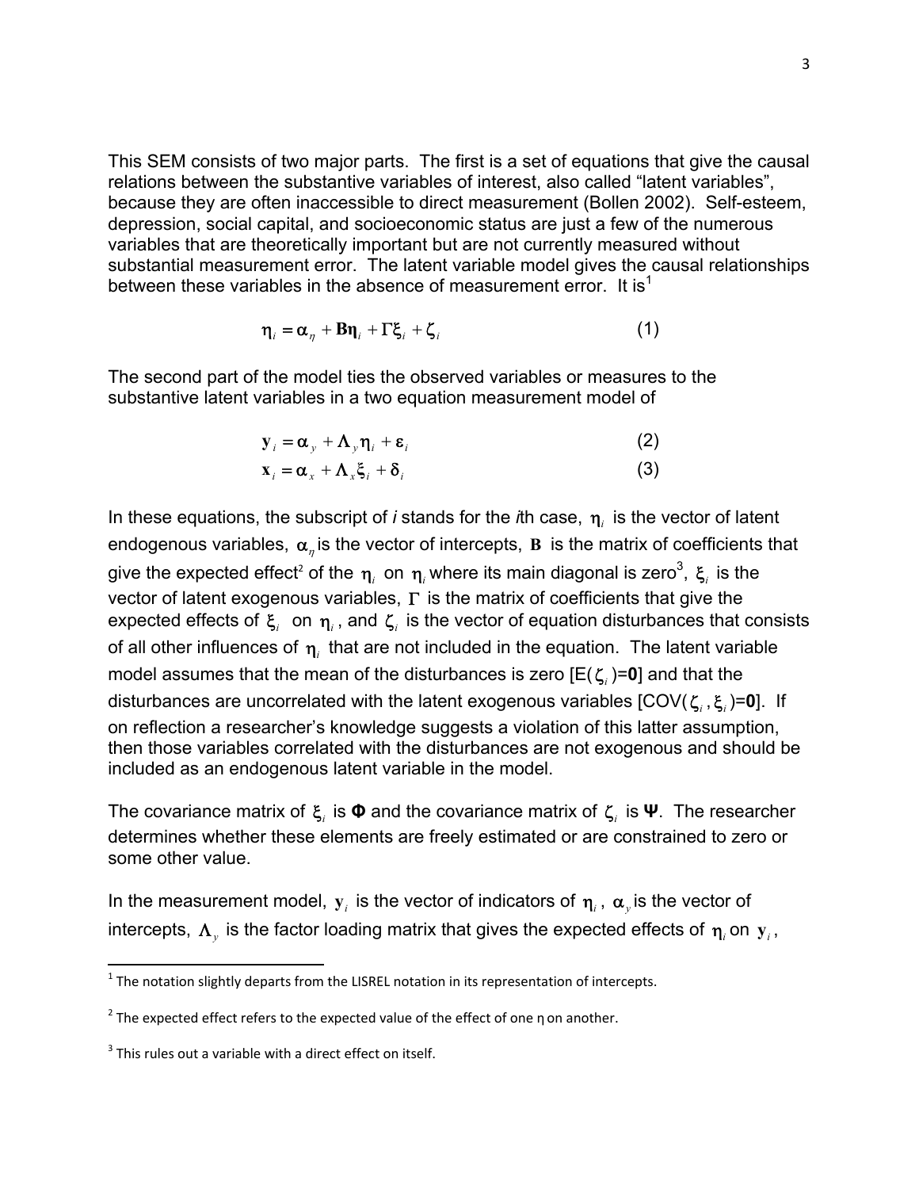This SEM consists of two major parts. The first is a set of equations that give the causal relations between the substantive variables of interest, also called "latent variables", because they are often inaccessible to direct measurement (Bollen 2002). Self-esteem, depression, social capital, and socioeconomic status are just a few of the numerous variables that are theoretically important but are not currently measured without substantial measurement error. The latent variable model gives the causal relationships between these variables in the absence of measurement error. It is[1]

$$\boldsymbol{\eta}_i = \boldsymbol{\alpha}_\eta + \mathbf{B}\boldsymbol{\eta}_i + \boldsymbol{\Gamma}\boldsymbol{\xi}_i + \boldsymbol{\zeta}_i \tag{1}$$

The second part of the model ties the observed variables or measures to the substantive latent variables in a two equation measurement model of

$$\mathbf{y}_i = \boldsymbol{\alpha}_y + \boldsymbol{\Lambda}_y \boldsymbol{\eta}_i + \boldsymbol{\varepsilon}_i \tag{2}$$

$$\mathbf{x}_i = \boldsymbol{\alpha}_x + \boldsymbol{\Lambda}_x \boldsymbol{\xi}_i + \boldsymbol{\delta}_i \tag{3}$$

In these equations, the subscript of *i* stands for the *i*th case, $\boldsymbol{\eta}_i$ is the vector of latent endogenous variables, $\boldsymbol{\alpha}_\eta$ is the vector of intercepts, $\mathbf{B}$ is the matrix of coefficients that give the expected effect[2] of the $\boldsymbol{\eta}_i$ on $\boldsymbol{\eta}_i$ where its main diagonal is zero[3], $\boldsymbol{\xi}_i$ is the vector of latent exogenous variables, $\boldsymbol{\Gamma}$ is the matrix of coefficients that give the expected effects of $\boldsymbol{\xi}_i$ on $\boldsymbol{\eta}_i$, and $\boldsymbol{\zeta}_i$ is the vector of equation disturbances that consists of all other influences of $\boldsymbol{\eta}_i$ that are not included in the equation. The latent variable model assumes that the mean of the disturbances is zero [E($\boldsymbol{\zeta}_i$)=$\mathbf{0}$] and that the disturbances are uncorrelated with the latent exogenous variables [COV($\boldsymbol{\zeta}_i$, $\boldsymbol{\xi}_i$)=$\mathbf{0}$]. If on reflection a researcher's knowledge suggests a violation of this latter assumption, then those variables correlated with the disturbances are not exogenous and should be included as an endogenous latent variable in the model.

The covariance matrix of $\boldsymbol{\xi}_i$ is $\boldsymbol{\Phi}$ and the covariance matrix of $\boldsymbol{\zeta}_i$ is $\boldsymbol{\Psi}$. The researcher determines whether these elements are freely estimated or are constrained to zero or some other value.

In the measurement model, $\mathbf{y}_i$ is the vector of indicators of $\boldsymbol{\eta}_i$, $\boldsymbol{\alpha}_y$ is the vector of intercepts, $\boldsymbol{\Lambda}_y$ is the factor loading matrix that gives the expected effects of $\boldsymbol{\eta}_i$ on $\mathbf{y}_i$,

---

[1] The notation slightly departs from the LISREL notation in its representation of intercepts.

[2] The expected effect refers to the expected value of the effect of one η on another.

[3] This rules out a variable with a direct effect on itself.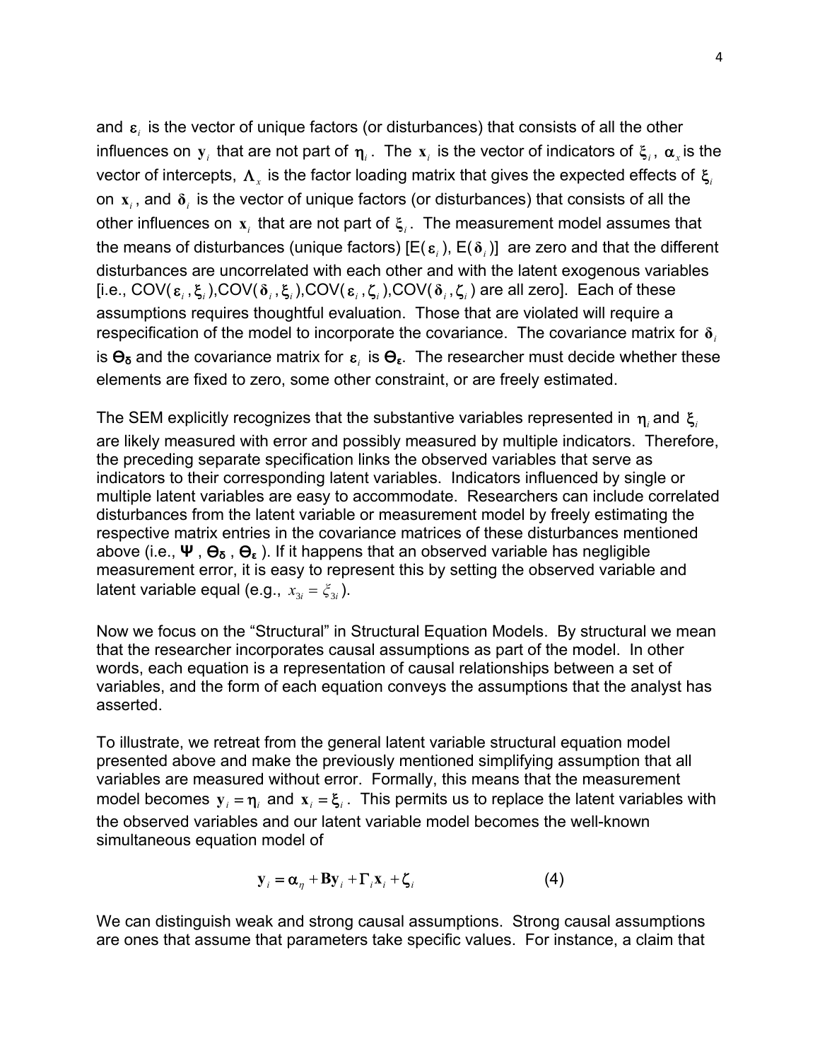and $\boldsymbol{\varepsilon}_i$ is the vector of unique factors (or disturbances) that consists of all the other influences on $\mathbf{y}_i$ that are not part of $\boldsymbol{\eta}_i$. The $\mathbf{x}_i$ is the vector of indicators of $\boldsymbol{\xi}_i$, $\boldsymbol{\alpha}_x$ is the vector of intercepts, $\boldsymbol{\Lambda}_x$ is the factor loading matrix that gives the expected effects of $\boldsymbol{\xi}_i$ on $\mathbf{x}_i$, and $\boldsymbol{\delta}_i$ is the vector of unique factors (or disturbances) that consists of all the other influences on $\mathbf{x}_i$ that are not part of $\boldsymbol{\xi}_i$. The measurement model assumes that the means of disturbances (unique factors) [E($\boldsymbol{\varepsilon}_i$), E($\boldsymbol{\delta}_i$)] are zero and that the different disturbances are uncorrelated with each other and with the latent exogenous variables [i.e., COV($\boldsymbol{\varepsilon}_i$, $\boldsymbol{\xi}_i$), COV($\boldsymbol{\delta}_i$, $\boldsymbol{\xi}_i$), COV($\boldsymbol{\varepsilon}_i$, $\boldsymbol{\zeta}_i$), COV($\boldsymbol{\delta}_i$, $\boldsymbol{\zeta}_i$) are all zero]. Each of these assumptions requires thoughtful evaluation. Those that are violated will require a respecification of the model to incorporate the covariance. The covariance matrix for $\boldsymbol{\delta}_i$ is $\boldsymbol{\Theta}_{\boldsymbol{\delta}}$ and the covariance matrix for $\boldsymbol{\varepsilon}_i$ is $\boldsymbol{\Theta}_{\boldsymbol{\varepsilon}}$. The researcher must decide whether these elements are fixed to zero, some other constraint, or are freely estimated.

The SEM explicitly recognizes that the substantive variables represented in $\boldsymbol{\eta}_i$ and $\boldsymbol{\xi}_i$ are likely measured with error and possibly measured by multiple indicators. Therefore, the preceding separate specification links the observed variables that serve as indicators to their corresponding latent variables. Indicators influenced by single or multiple latent variables are easy to accommodate. Researchers can include correlated disturbances from the latent variable or measurement model by freely estimating the respective matrix entries in the covariance matrices of these disturbances mentioned above (i.e., $\boldsymbol{\Psi}$, $\boldsymbol{\Theta}_{\boldsymbol{\delta}}$, $\boldsymbol{\Theta}_{\boldsymbol{\varepsilon}}$). If it happens that an observed variable has negligible measurement error, it is easy to represent this by setting the observed variable and latent variable equal (e.g., $x_{3i} = \xi_{3i}$).

Now we focus on the "Structural" in Structural Equation Models. By structural we mean that the researcher incorporates causal assumptions as part of the model. In other words, each equation is a representation of causal relationships between a set of variables, and the form of each equation conveys the assumptions that the analyst has asserted.

To illustrate, we retreat from the general latent variable structural equation model presented above and make the previously mentioned simplifying assumption that all variables are measured without error. Formally, this means that the measurement model becomes $\mathbf{y}_i = \boldsymbol{\eta}_i$ and $\mathbf{x}_i = \boldsymbol{\xi}_i$. This permits us to replace the latent variables with the observed variables and our latent variable model becomes the well-known simultaneous equation model of

$$\mathbf{y}_i = \boldsymbol{\alpha}_\eta + \mathbf{B}\mathbf{y}_i + \boldsymbol{\Gamma}_i\mathbf{x}_i + \boldsymbol{\zeta}_i \qquad (4)$$

We can distinguish weak and strong causal assumptions. Strong causal assumptions are ones that assume that parameters take specific values. For instance, a claim that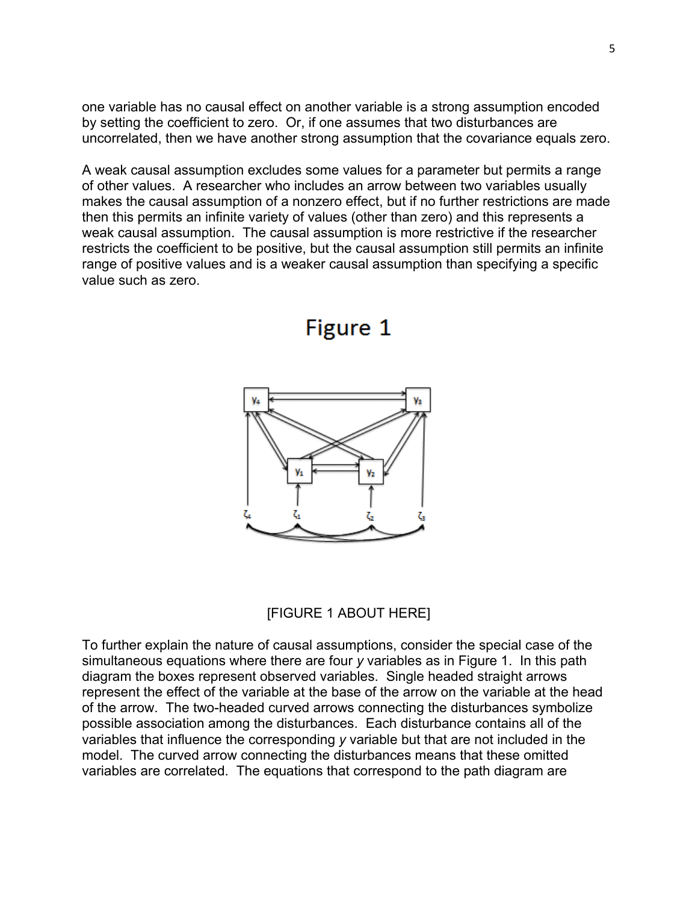one variable has no causal effect on another variable is a strong assumption encoded by setting the coefficient to zero. Or, if one assumes that two disturbances are uncorrelated, then we have another strong assumption that the covariance equals zero.

A weak causal assumption excludes some values for a parameter but permits a range of other values. A researcher who includes an arrow between two variables usually makes the causal assumption of a nonzero effect, but if no further restrictions are made then this permits an infinite variety of values (other than zero) and this represents a weak causal assumption. The causal assumption is more restrictive if the researcher restricts the coefficient to be positive, but the causal assumption still permits an infinite range of positive values and is a weaker causal assumption than specifying a specific value such as zero.

# Figure 1

[FIGURE 1 ABOUT HERE]

To further explain the nature of causal assumptions, consider the special case of the simultaneous equations where there are four *y* variables as in Figure 1. In this path diagram the boxes represent observed variables. Single headed straight arrows represent the effect of the variable at the base of the arrow on the variable at the head of the arrow. The two-headed curved arrows connecting the disturbances symbolize possible association among the disturbances. Each disturbance contains all of the variables that influence the corresponding *y* variable but that are not included in the model. The curved arrow connecting the disturbances means that these omitted variables are correlated. The equations that correspond to the path diagram are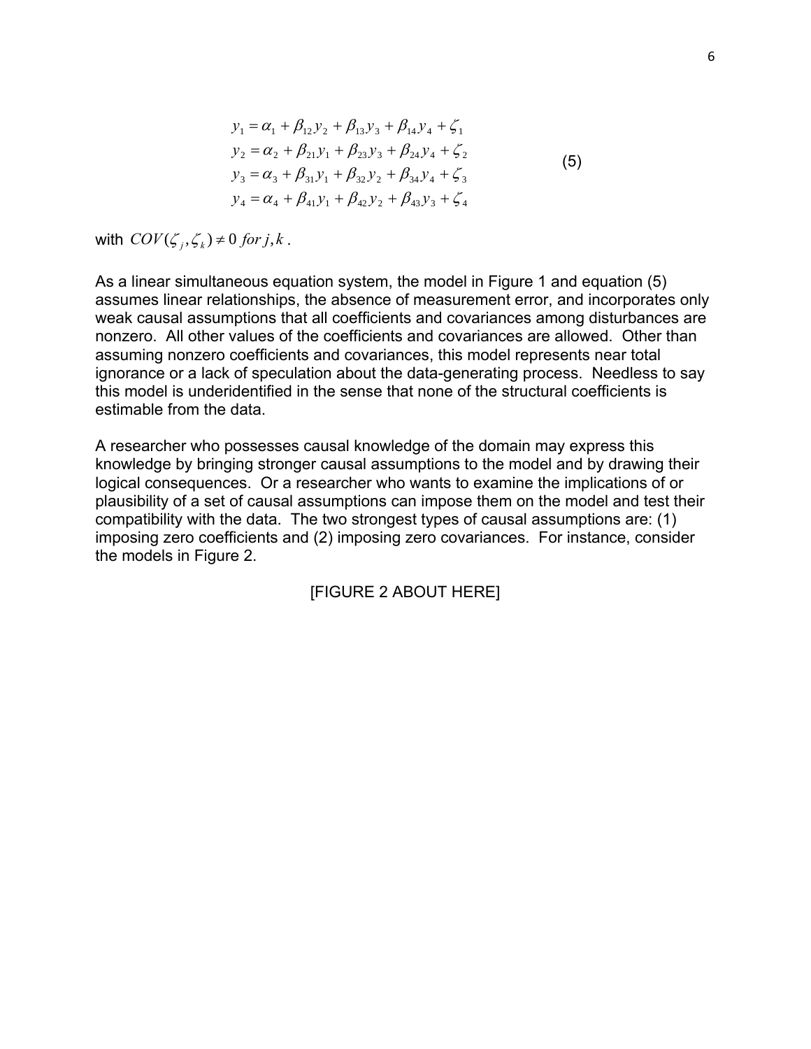$$
\begin{aligned}
y_1 &= \alpha_1 + \beta_{12} y_2 + \beta_{13} y_3 + \beta_{14} y_4 + \zeta_1 \\
y_2 &= \alpha_2 + \beta_{21} y_1 + \beta_{23} y_3 + \beta_{24} y_4 + \zeta_2 \\
y_3 &= \alpha_3 + \beta_{31} y_1 + \beta_{32} y_2 + \beta_{34} y_4 + \zeta_3 \\
y_4 &= \alpha_4 + \beta_{41} y_1 + \beta_{42} y_2 + \beta_{43} y_3 + \zeta_4
\end{aligned}
\tag{5}
$$

with $COV(\zeta_j, \zeta_k) \neq 0 \; for \; j,k$.

As a linear simultaneous equation system, the model in Figure 1 and equation (5) assumes linear relationships, the absence of measurement error, and incorporates only weak causal assumptions that all coefficients and covariances among disturbances are nonzero. All other values of the coefficients and covariances are allowed. Other than assuming nonzero coefficients and covariances, this model represents near total ignorance or a lack of speculation about the data-generating process. Needless to say this model is underidentified in the sense that none of the structural coefficients is estimable from the data.

A researcher who possesses causal knowledge of the domain may express this knowledge by bringing stronger causal assumptions to the model and by drawing their logical consequences. Or a researcher who wants to examine the implications of or plausibility of a set of causal assumptions can impose them on the model and test their compatibility with the data. The two strongest types of causal assumptions are: (1) imposing zero coefficients and (2) imposing zero covariances. For instance, consider the models in Figure 2.

[FIGURE 2 ABOUT HERE]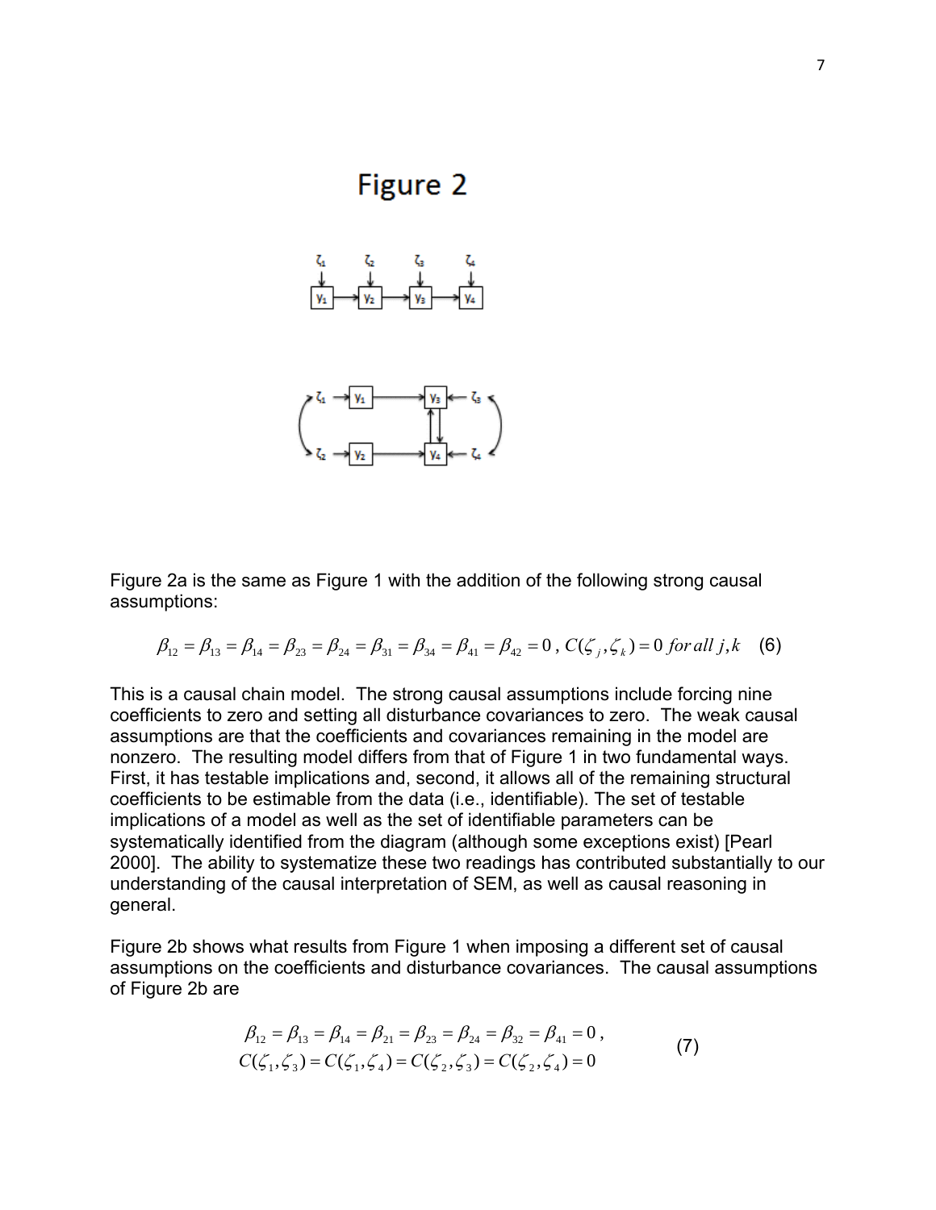# Figure 2

Figure 2a is the same as Figure 1 with the addition of the following strong causal assumptions:

$$\beta_{12} = \beta_{13} = \beta_{14} = \beta_{23} = \beta_{24} = \beta_{31} = \beta_{34} = \beta_{41} = \beta_{42} = 0 \,,\; C(\zeta_j, \zeta_k) = 0 \; for\, all\; j,k \quad (6)$$

This is a causal chain model. The strong causal assumptions include forcing nine coefficients to zero and setting all disturbance covariances to zero. The weak causal assumptions are that the coefficients and covariances remaining in the model are nonzero. The resulting model differs from that of Figure 1 in two fundamental ways. First, it has testable implications and, second, it allows all of the remaining structural coefficients to be estimable from the data (i.e., identifiable). The set of testable implications of a model as well as the set of identifiable parameters can be systematically identified from the diagram (although some exceptions exist) [Pearl 2000]. The ability to systematize these two readings has contributed substantially to our understanding of the causal interpretation of SEM, as well as causal reasoning in general.

Figure 2b shows what results from Figure 1 when imposing a different set of causal assumptions on the coefficients and disturbance covariances. The causal assumptions of Figure 2b are

$$\begin{aligned} &\beta_{12} = \beta_{13} = \beta_{14} = \beta_{21} = \beta_{23} = \beta_{24} = \beta_{32} = \beta_{41} = 0 \,, \\ &C(\zeta_1, \zeta_3) = C(\zeta_1, \zeta_4) = C(\zeta_2, \zeta_3) = C(\zeta_2, \zeta_4) = 0 \end{aligned} \quad (7)$$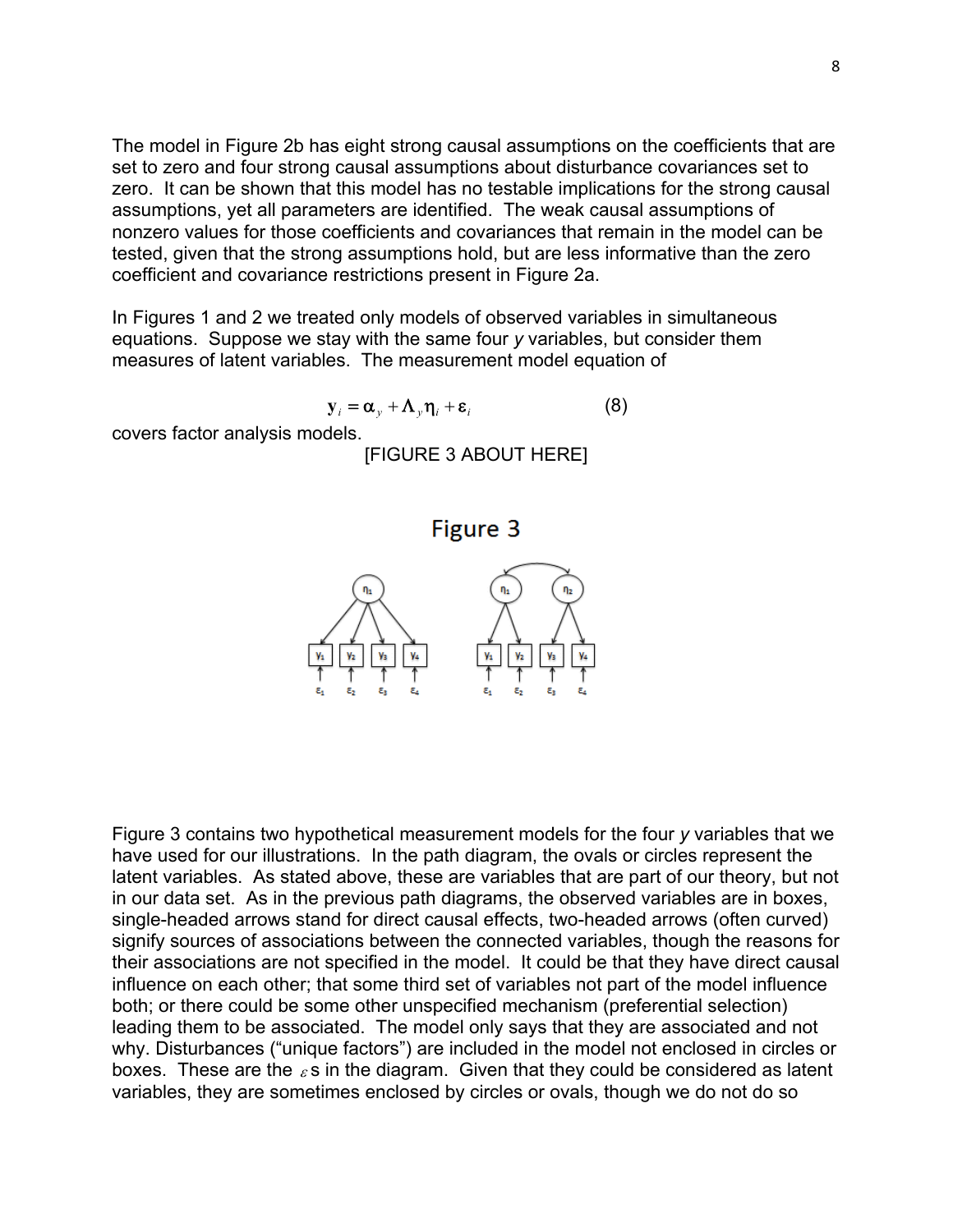The model in Figure 2b has eight strong causal assumptions on the coefficients that are set to zero and four strong causal assumptions about disturbance covariances set to zero. It can be shown that this model has no testable implications for the strong causal assumptions, yet all parameters are identified. The weak causal assumptions of nonzero values for those coefficients and covariances that remain in the model can be tested, given that the strong assumptions hold, but are less informative than the zero coefficient and covariance restrictions present in Figure 2a.

In Figures 1 and 2 we treated only models of observed variables in simultaneous equations. Suppose we stay with the same four *y* variables, but consider them measures of latent variables. The measurement model equation of

$$\mathbf{y}_i = \boldsymbol{\alpha}_y + \boldsymbol{\Lambda}_y \boldsymbol{\eta}_i + \boldsymbol{\varepsilon}_i \qquad (8)$$

covers factor analysis models.

[FIGURE 3 ABOUT HERE]

Figure 3

Figure 3 contains two hypothetical measurement models for the four *y* variables that we have used for our illustrations. In the path diagram, the ovals or circles represent the latent variables. As stated above, these are variables that are part of our theory, but not in our data set. As in the previous path diagrams, the observed variables are in boxes, single-headed arrows stand for direct causal effects, two-headed arrows (often curved) signify sources of associations between the connected variables, though the reasons for their associations are not specified in the model. It could be that they have direct causal influence on each other; that some third set of variables not part of the model influence both; or there could be some other unspecified mechanism (preferential selection) leading them to be associated. The model only says that they are associated and not why. Disturbances ("unique factors") are included in the model not enclosed in circles or boxes. These are the $\varepsilon$s in the diagram. Given that they could be considered as latent variables, they are sometimes enclosed by circles or ovals, though we do not do so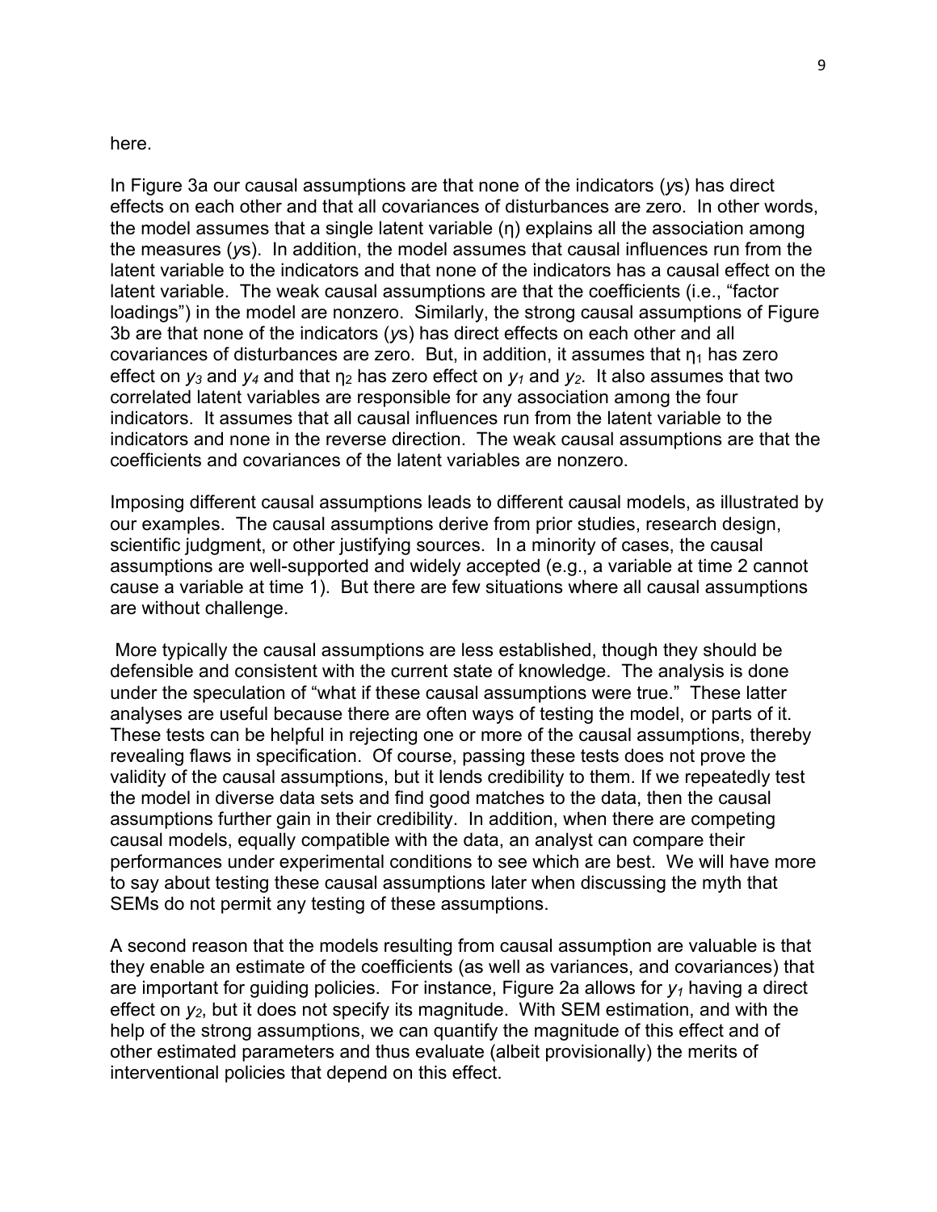here.

In Figure 3a our causal assumptions are that none of the indicators (*y*s) has direct effects on each other and that all covariances of disturbances are zero. In other words, the model assumes that a single latent variable ($\eta$) explains all the association among the measures (*y*s). In addition, the model assumes that causal influences run from the latent variable to the indicators and that none of the indicators has a causal effect on the latent variable. The weak causal assumptions are that the coefficients (i.e., "factor loadings") in the model are nonzero. Similarly, the strong causal assumptions of Figure 3b are that none of the indicators (*y*s) has direct effects on each other and all covariances of disturbances are zero. But, in addition, it assumes that $\eta_1$ has zero effect on $y_3$ and $y_4$ and that $\eta_2$ has zero effect on $y_1$ and $y_2$. It also assumes that two correlated latent variables are responsible for any association among the four indicators. It assumes that all causal influences run from the latent variable to the indicators and none in the reverse direction. The weak causal assumptions are that the coefficients and covariances of the latent variables are nonzero.

Imposing different causal assumptions leads to different causal models, as illustrated by our examples. The causal assumptions derive from prior studies, research design, scientific judgment, or other justifying sources. In a minority of cases, the causal assumptions are well-supported and widely accepted (e.g., a variable at time 2 cannot cause a variable at time 1). But there are few situations where all causal assumptions are without challenge.

More typically the causal assumptions are less established, though they should be defensible and consistent with the current state of knowledge. The analysis is done under the speculation of "what if these causal assumptions were true." These latter analyses are useful because there are often ways of testing the model, or parts of it. These tests can be helpful in rejecting one or more of the causal assumptions, thereby revealing flaws in specification. Of course, passing these tests does not prove the validity of the causal assumptions, but it lends credibility to them. If we repeatedly test the model in diverse data sets and find good matches to the data, then the causal assumptions further gain in their credibility. In addition, when there are competing causal models, equally compatible with the data, an analyst can compare their performances under experimental conditions to see which are best. We will have more to say about testing these causal assumptions later when discussing the myth that SEMs do not permit any testing of these assumptions.

A second reason that the models resulting from causal assumption are valuable is that they enable an estimate of the coefficients (as well as variances, and covariances) that are important for guiding policies. For instance, Figure 2a allows for $y_1$ having a direct effect on $y_2$, but it does not specify its magnitude. With SEM estimation, and with the help of the strong assumptions, we can quantify the magnitude of this effect and of other estimated parameters and thus evaluate (albeit provisionally) the merits of interventional policies that depend on this effect.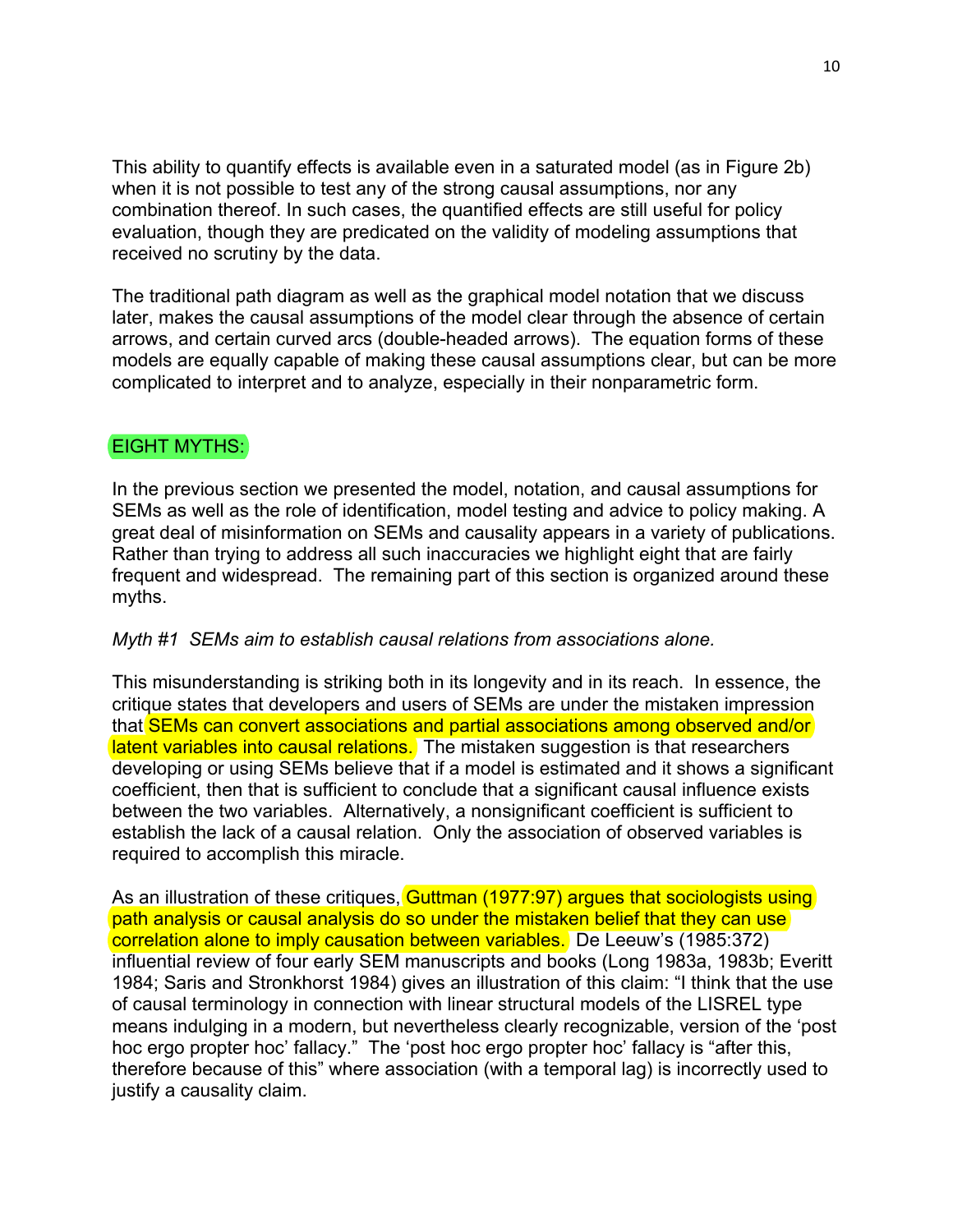This ability to quantify effects is available even in a saturated model (as in Figure 2b) when it is not possible to test any of the strong causal assumptions, nor any combination thereof. In such cases, the quantified effects are still useful for policy evaluation, though they are predicated on the validity of modeling assumptions that received no scrutiny by the data.

The traditional path diagram as well as the graphical model notation that we discuss later, makes the causal assumptions of the model clear through the absence of certain arrows, and certain curved arcs (double-headed arrows). The equation forms of these models are equally capable of making these causal assumptions clear, but can be more complicated to interpret and to analyze, especially in their nonparametric form.

## EIGHT MYTHS:

In the previous section we presented the model, notation, and causal assumptions for SEMs as well as the role of identification, model testing and advice to policy making. A great deal of misinformation on SEMs and causality appears in a variety of publications. Rather than trying to address all such inaccuracies we highlight eight that are fairly frequent and widespread. The remaining part of this section is organized around these myths.

*Myth #1 SEMs aim to establish causal relations from associations alone.*

This misunderstanding is striking both in its longevity and in its reach. In essence, the critique states that developers and users of SEMs are under the mistaken impression that SEMs can convert associations and partial associations among observed and/or latent variables into causal relations. The mistaken suggestion is that researchers developing or using SEMs believe that if a model is estimated and it shows a significant coefficient, then that is sufficient to conclude that a significant causal influence exists between the two variables. Alternatively, a nonsignificant coefficient is sufficient to establish the lack of a causal relation. Only the association of observed variables is required to accomplish this miracle.

As an illustration of these critiques, Guttman (1977:97) argues that sociologists using path analysis or causal analysis do so under the mistaken belief that they can use correlation alone to imply causation between variables. De Leeuw's (1985:372) influential review of four early SEM manuscripts and books (Long 1983a, 1983b; Everitt 1984; Saris and Stronkhorst 1984) gives an illustration of this claim: "I think that the use of causal terminology in connection with linear structural models of the LISREL type means indulging in a modern, but nevertheless clearly recognizable, version of the 'post hoc ergo propter hoc' fallacy." The 'post hoc ergo propter hoc' fallacy is "after this, therefore because of this" where association (with a temporal lag) is incorrectly used to justify a causality claim.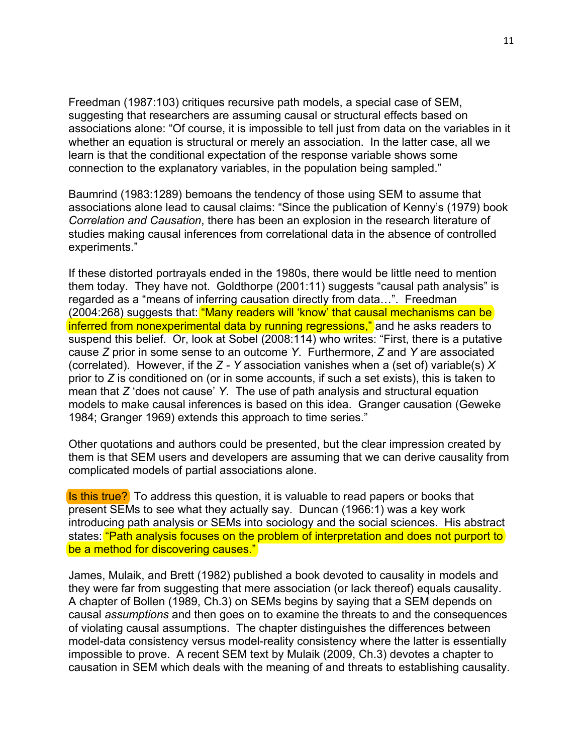Freedman (1987:103) critiques recursive path models, a special case of SEM, suggesting that researchers are assuming causal or structural effects based on associations alone: "Of course, it is impossible to tell just from data on the variables in it whether an equation is structural or merely an association. In the latter case, all we learn is that the conditional expectation of the response variable shows some connection to the explanatory variables, in the population being sampled."

Baumrind (1983:1289) bemoans the tendency of those using SEM to assume that associations alone lead to causal claims: "Since the publication of Kenny's (1979) book *Correlation and Causation*, there has been an explosion in the research literature of studies making causal inferences from correlational data in the absence of controlled experiments."

If these distorted portrayals ended in the 1980s, there would be little need to mention them today. They have not. Goldthorpe (2001:11) suggests "causal path analysis" is regarded as a "means of inferring causation directly from data…". Freedman (2004:268) suggests that: "Many readers will 'know' that causal mechanisms can be inferred from nonexperimental data by running regressions," and he asks readers to suspend this belief. Or, look at Sobel (2008:114) who writes: "First, there is a putative cause *Z* prior in some sense to an outcome *Y*. Furthermore, *Z* and *Y* are associated (correlated). However, if the *Z* - *Y* association vanishes when a (set of) variable(s) *X* prior to *Z* is conditioned on (or in some accounts, if such a set exists), this is taken to mean that *Z* 'does not cause' *Y*. The use of path analysis and structural equation models to make causal inferences is based on this idea. Granger causation (Geweke 1984; Granger 1969) extends this approach to time series."

Other quotations and authors could be presented, but the clear impression created by them is that SEM users and developers are assuming that we can derive causality from complicated models of partial associations alone.

Is this true? To address this question, it is valuable to read papers or books that present SEMs to see what they actually say. Duncan (1966:1) was a key work introducing path analysis or SEMs into sociology and the social sciences. His abstract states: "Path analysis focuses on the problem of interpretation and does not purport to be a method for discovering causes."

James, Mulaik, and Brett (1982) published a book devoted to causality in models and they were far from suggesting that mere association (or lack thereof) equals causality. A chapter of Bollen (1989, Ch.3) on SEMs begins by saying that a SEM depends on causal *assumptions* and then goes on to examine the threats to and the consequences of violating causal assumptions. The chapter distinguishes the differences between model-data consistency versus model-reality consistency where the latter is essentially impossible to prove. A recent SEM text by Mulaik (2009, Ch.3) devotes a chapter to causation in SEM which deals with the meaning of and threats to establishing causality.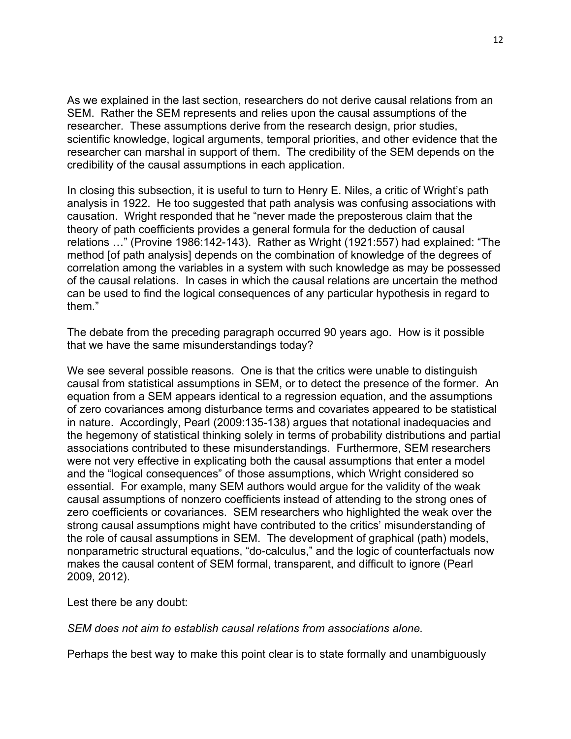As we explained in the last section, researchers do not derive causal relations from an SEM. Rather the SEM represents and relies upon the causal assumptions of the researcher. These assumptions derive from the research design, prior studies, scientific knowledge, logical arguments, temporal priorities, and other evidence that the researcher can marshal in support of them. The credibility of the SEM depends on the credibility of the causal assumptions in each application.

In closing this subsection, it is useful to turn to Henry E. Niles, a critic of Wright's path analysis in 1922. He too suggested that path analysis was confusing associations with causation. Wright responded that he "never made the preposterous claim that the theory of path coefficients provides a general formula for the deduction of causal relations …" (Provine 1986:142-143). Rather as Wright (1921:557) had explained: "The method [of path analysis] depends on the combination of knowledge of the degrees of correlation among the variables in a system with such knowledge as may be possessed of the causal relations. In cases in which the causal relations are uncertain the method can be used to find the logical consequences of any particular hypothesis in regard to them."

The debate from the preceding paragraph occurred 90 years ago. How is it possible that we have the same misunderstandings today?

We see several possible reasons. One is that the critics were unable to distinguish causal from statistical assumptions in SEM, or to detect the presence of the former. An equation from a SEM appears identical to a regression equation, and the assumptions of zero covariances among disturbance terms and covariates appeared to be statistical in nature. Accordingly, Pearl (2009:135-138) argues that notational inadequacies and the hegemony of statistical thinking solely in terms of probability distributions and partial associations contributed to these misunderstandings. Furthermore, SEM researchers were not very effective in explicating both the causal assumptions that enter a model and the "logical consequences" of those assumptions, which Wright considered so essential. For example, many SEM authors would argue for the validity of the weak causal assumptions of nonzero coefficients instead of attending to the strong ones of zero coefficients or covariances. SEM researchers who highlighted the weak over the strong causal assumptions might have contributed to the critics' misunderstanding of the role of causal assumptions in SEM. The development of graphical (path) models, nonparametric structural equations, "do-calculus," and the logic of counterfactuals now makes the causal content of SEM formal, transparent, and difficult to ignore (Pearl 2009, 2012).

Lest there be any doubt:

*SEM does not aim to establish causal relations from associations alone.*

Perhaps the best way to make this point clear is to state formally and unambiguously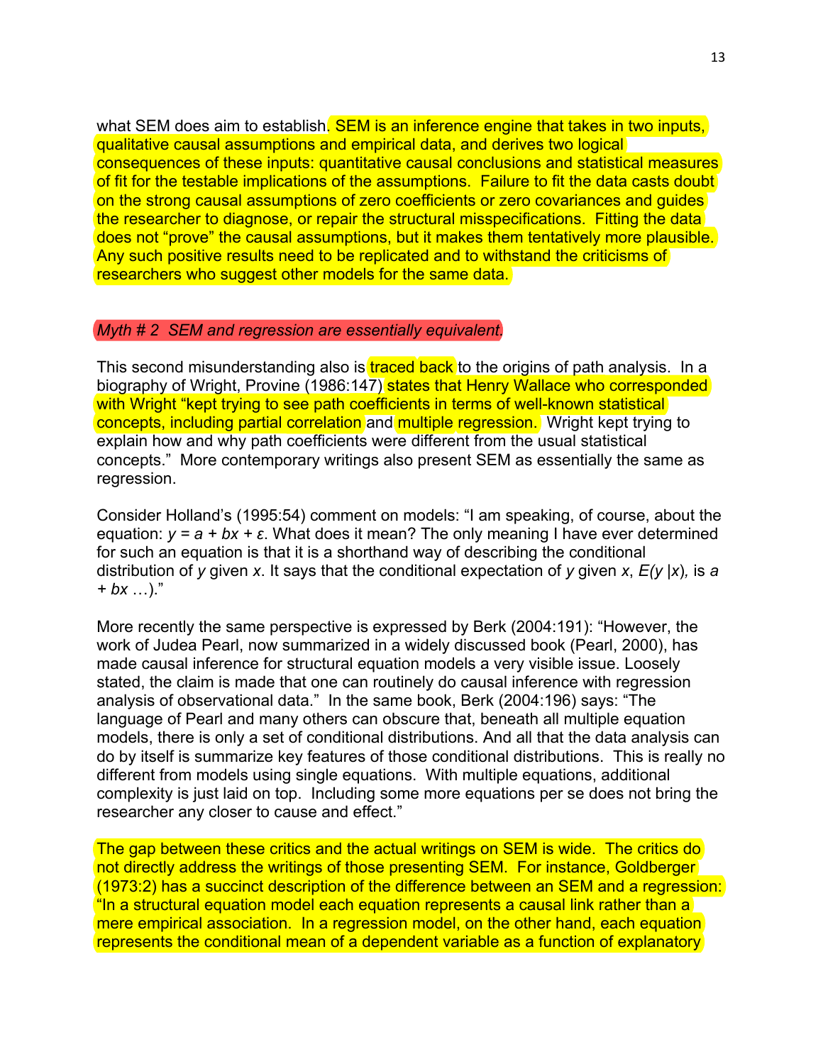what SEM does aim to establish. SEM is an inference engine that takes in two inputs, qualitative causal assumptions and empirical data, and derives two logical consequences of these inputs: quantitative causal conclusions and statistical measures of fit for the testable implications of the assumptions. Failure to fit the data casts doubt on the strong causal assumptions of zero coefficients or zero covariances and guides the researcher to diagnose, or repair the structural misspecifications. Fitting the data does not "prove" the causal assumptions, but it makes them tentatively more plausible. Any such positive results need to be replicated and to withstand the criticisms of researchers who suggest other models for the same data.

### *Myth # 2 SEM and regression are essentially equivalent.*

This second misunderstanding also is traced back to the origins of path analysis. In a biography of Wright, Provine (1986:147) states that Henry Wallace who corresponded with Wright "kept trying to see path coefficients in terms of well-known statistical concepts, including partial correlation and multiple regression. Wright kept trying to explain how and why path coefficients were different from the usual statistical concepts." More contemporary writings also present SEM as essentially the same as regression.

Consider Holland's (1995:54) comment on models: "I am speaking, of course, about the equation: $y = a + bx + \varepsilon$. What does it mean? The only meaning I have ever determined for such an equation is that it is a shorthand way of describing the conditional distribution of $y$ given $x$. It says that the conditional expectation of $y$ given $x$, $E(y|x)$, is $a + bx$ …)."

More recently the same perspective is expressed by Berk (2004:191): "However, the work of Judea Pearl, now summarized in a widely discussed book (Pearl, 2000), has made causal inference for structural equation models a very visible issue. Loosely stated, the claim is made that one can routinely do causal inference with regression analysis of observational data." In the same book, Berk (2004:196) says: "The language of Pearl and many others can obscure that, beneath all multiple equation models, there is only a set of conditional distributions. And all that the data analysis can do by itself is summarize key features of those conditional distributions. This is really no different from models using single equations. With multiple equations, additional complexity is just laid on top. Including some more equations per se does not bring the researcher any closer to cause and effect."

The gap between these critics and the actual writings on SEM is wide. The critics do not directly address the writings of those presenting SEM. For instance, Goldberger (1973:2) has a succinct description of the difference between an SEM and a regression: "In a structural equation model each equation represents a causal link rather than a mere empirical association. In a regression model, on the other hand, each equation represents the conditional mean of a dependent variable as a function of explanatory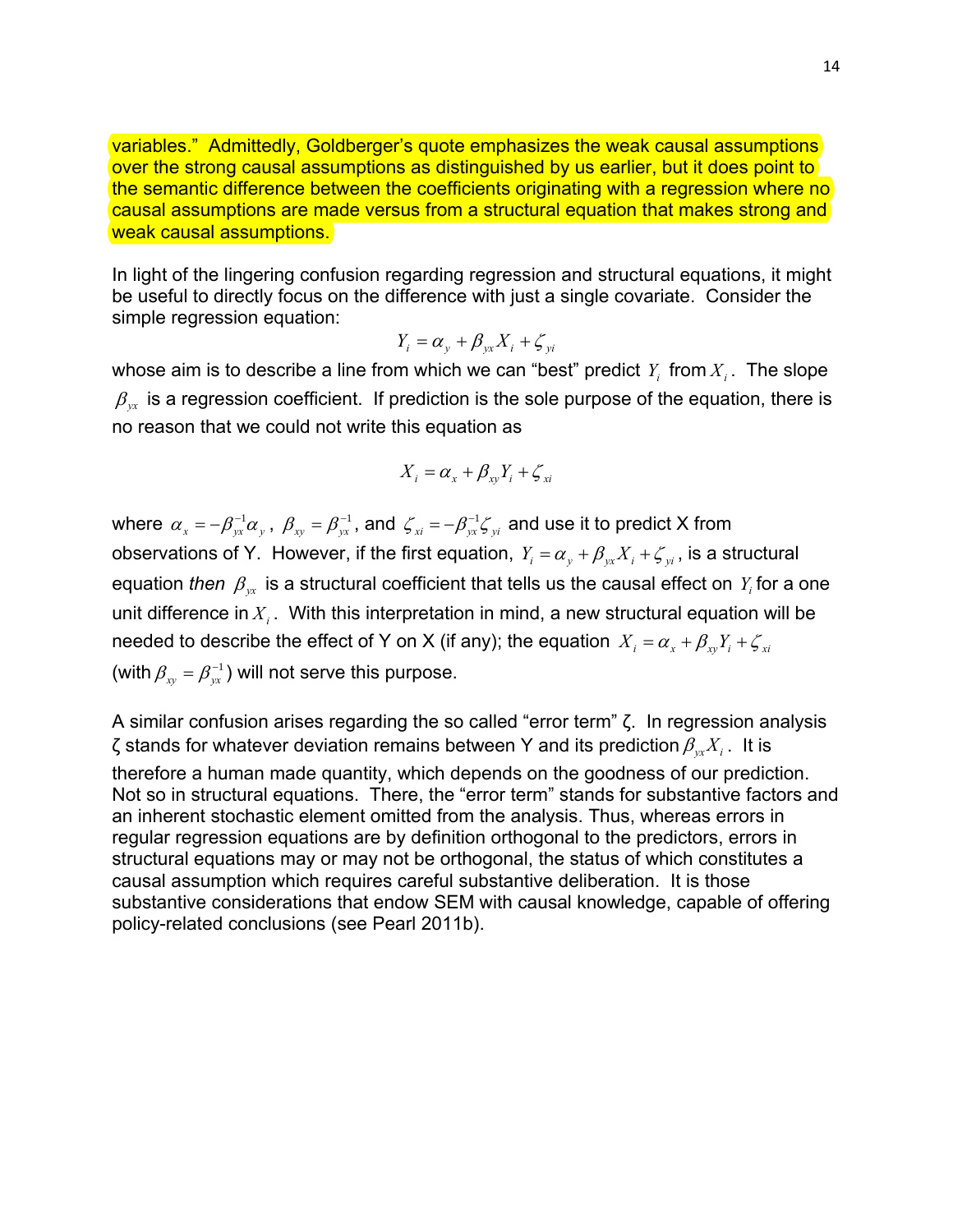variables." Admittedly, Goldberger's quote emphasizes the weak causal assumptions over the strong causal assumptions as distinguished by us earlier, but it does point to the semantic difference between the coefficients originating with a regression where no causal assumptions are made versus from a structural equation that makes strong and weak causal assumptions.

In light of the lingering confusion regarding regression and structural equations, it might be useful to directly focus on the difference with just a single covariate. Consider the simple regression equation:

$$Y_i = \alpha_y + \beta_{yx} X_i + \zeta_{yi}$$

whose aim is to describe a line from which we can "best" predict $Y_i$ from $X_i$. The slope $\beta_{yx}$ is a regression coefficient. If prediction is the sole purpose of the equation, there is no reason that we could not write this equation as

$$X_i = \alpha_x + \beta_{xy} Y_i + \zeta_{xi}$$

where $\alpha_x = -\beta_{yx}^{-1}\alpha_y$, $\beta_{xy} = \beta_{yx}^{-1}$, and $\zeta_{xi} = -\beta_{yx}^{-1}\zeta_{yi}$ and use it to predict X from observations of Y. However, if the first equation, $Y_i = \alpha_y + \beta_{yx} X_i + \zeta_{yi}$, is a structural equation *then* $\beta_{yx}$ is a structural coefficient that tells us the causal effect on $Y_i$ for a one unit difference in $X_i$. With this interpretation in mind, a new structural equation will be needed to describe the effect of Y on X (if any); the equation $X_i = \alpha_x + \beta_{xy} Y_i + \zeta_{xi}$ (with $\beta_{xy} = \beta_{yx}^{-1}$) will not serve this purpose.

A similar confusion arises regarding the so called "error term" $\zeta$. In regression analysis $\zeta$ stands for whatever deviation remains between Y and its prediction $\beta_{yx} X_i$. It is therefore a human made quantity, which depends on the goodness of our prediction. Not so in structural equations. There, the "error term" stands for substantive factors and an inherent stochastic element omitted from the analysis. Thus, whereas errors in regular regression equations are by definition orthogonal to the predictors, errors in structural equations may or may not be orthogonal, the status of which constitutes a causal assumption which requires careful substantive deliberation. It is those substantive considerations that endow SEM with causal knowledge, capable of offering policy-related conclusions (see Pearl 2011b).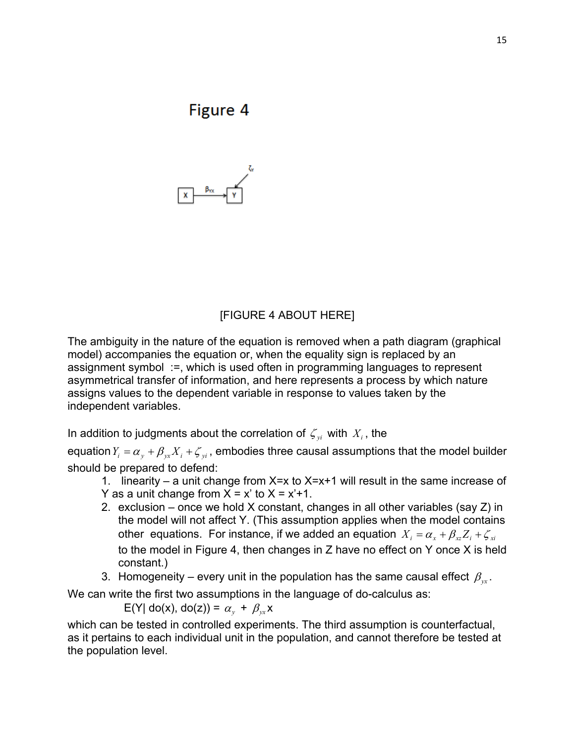Figure 4

[FIGURE 4 ABOUT HERE]

The ambiguity in the nature of the equation is removed when a path diagram (graphical model) accompanies the equation or, when the equality sign is replaced by an assignment symbol :=, which is used often in programming languages to represent asymmetrical transfer of information, and here represents a process by which nature assigns values to the dependent variable in response to values taken by the independent variables.

In addition to judgments about the correlation of $\zeta_{yi}$ with $X_i$, the equation $Y_i = \alpha_y + \beta_{yx} X_i + \zeta_{yi}$, embodies three causal assumptions that the model builder should be prepared to defend:

1. linearity – a unit change from X=x to X=x+1 will result in the same increase of Y as a unit change from X = x' to X = x'+1.
2. exclusion – once we hold X constant, changes in all other variables (say Z) in the model will not affect Y. (This assumption applies when the model contains other equations. For instance, if we added an equation $X_i = \alpha_x + \beta_{xz} Z_i + \zeta_{xi}$ to the model in Figure 4, then changes in Z have no effect on Y once X is held constant.)
3. Homogeneity – every unit in the population has the same causal effect $\beta_{yx}$.

We can write the first two assumptions in the language of do-calculus as:

$$E(Y|\ do(x), do(z)) = \alpha_y + \beta_{yx} x$$

which can be tested in controlled experiments. The third assumption is counterfactual, as it pertains to each individual unit in the population, and cannot therefore be tested at the population level.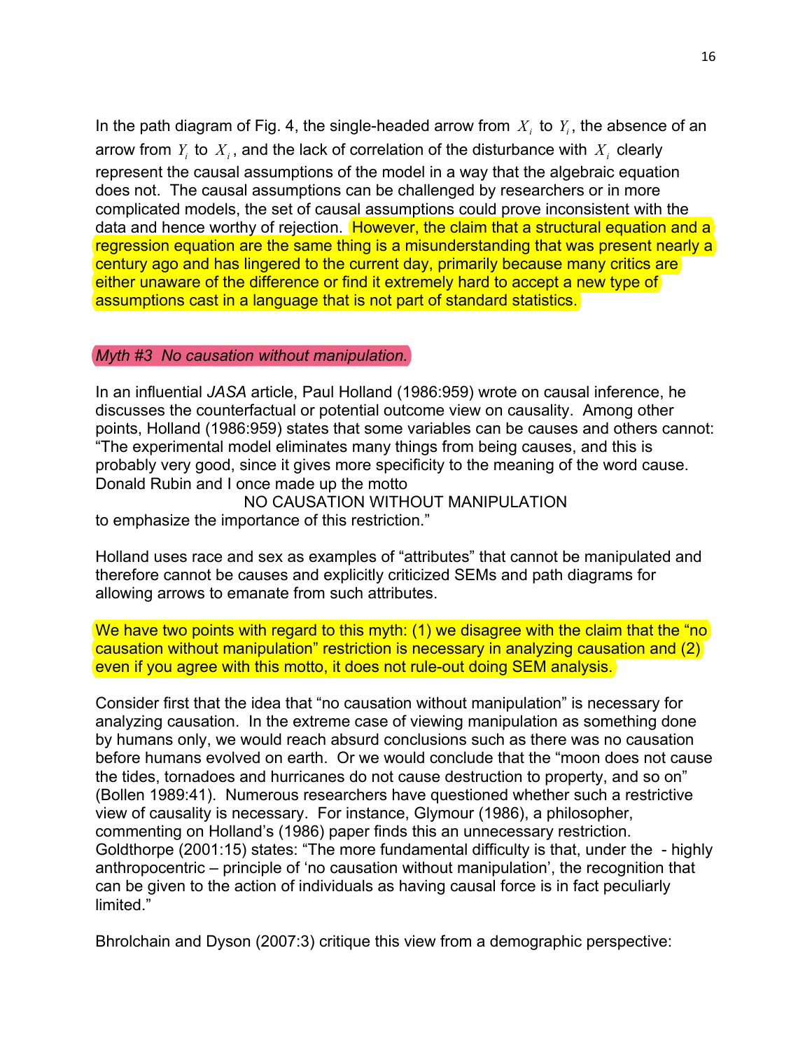In the path diagram of Fig. 4, the single-headed arrow from $X_i$ to $Y_i$, the absence of an arrow from $Y_i$ to $X_i$, and the lack of correlation of the disturbance with $X_i$ clearly represent the causal assumptions of the model in a way that the algebraic equation does not. The causal assumptions can be challenged by researchers or in more complicated models, the set of causal assumptions could prove inconsistent with the data and hence worthy of rejection. However, the claim that a structural equation and a regression equation are the same thing is a misunderstanding that was present nearly a century ago and has lingered to the current day, primarily because many critics are either unaware of the difference or find it extremely hard to accept a new type of assumptions cast in a language that is not part of standard statistics.

*Myth #3 No causation without manipulation.*

In an influential *JASA* article, Paul Holland (1986:959) wrote on causal inference, he discusses the counterfactual or potential outcome view on causality. Among other points, Holland (1986:959) states that some variables can be causes and others cannot: "The experimental model eliminates many things from being causes, and this is probably very good, since it gives more specificity to the meaning of the word cause. Donald Rubin and I once made up the motto

NO CAUSATION WITHOUT MANIPULATION

to emphasize the importance of this restriction."

Holland uses race and sex as examples of "attributes" that cannot be manipulated and therefore cannot be causes and explicitly criticized SEMs and path diagrams for allowing arrows to emanate from such attributes.

We have two points with regard to this myth: (1) we disagree with the claim that the "no causation without manipulation" restriction is necessary in analyzing causation and (2) even if you agree with this motto, it does not rule-out doing SEM analysis.

Consider first that the idea that "no causation without manipulation" is necessary for analyzing causation. In the extreme case of viewing manipulation as something done by humans only, we would reach absurd conclusions such as there was no causation before humans evolved on earth. Or we would conclude that the "moon does not cause the tides, tornadoes and hurricanes do not cause destruction to property, and so on" (Bollen 1989:41). Numerous researchers have questioned whether such a restrictive view of causality is necessary. For instance, Glymour (1986), a philosopher, commenting on Holland's (1986) paper finds this an unnecessary restriction. Goldthorpe (2001:15) states: "The more fundamental difficulty is that, under the - highly anthropocentric – principle of 'no causation without manipulation', the recognition that can be given to the action of individuals as having causal force is in fact peculiarly limited."

Bhrolchain and Dyson (2007:3) critique this view from a demographic perspective: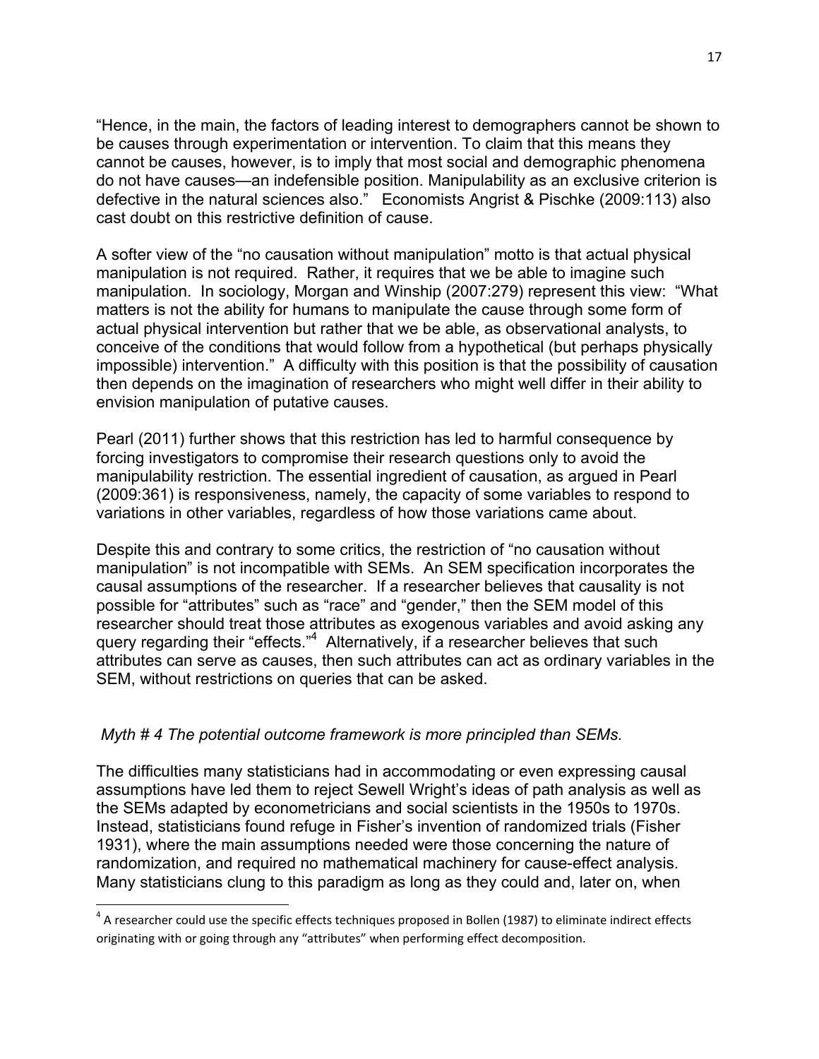"Hence, in the main, the factors of leading interest to demographers cannot be shown to be causes through experimentation or intervention. To claim that this means they cannot be causes, however, is to imply that most social and demographic phenomena do not have causes—an indefensible position. Manipulability as an exclusive criterion is defective in the natural sciences also." Economists Angrist & Pischke (2009:113) also cast doubt on this restrictive definition of cause.

A softer view of the "no causation without manipulation" motto is that actual physical manipulation is not required. Rather, it requires that we be able to imagine such manipulation. In sociology, Morgan and Winship (2007:279) represent this view: "What matters is not the ability for humans to manipulate the cause through some form of actual physical intervention but rather that we be able, as observational analysts, to conceive of the conditions that would follow from a hypothetical (but perhaps physically impossible) intervention." A difficulty with this position is that the possibility of causation then depends on the imagination of researchers who might well differ in their ability to envision manipulation of putative causes.

Pearl (2011) further shows that this restriction has led to harmful consequence by forcing investigators to compromise their research questions only to avoid the manipulability restriction. The essential ingredient of causation, as argued in Pearl (2009:361) is responsiveness, namely, the capacity of some variables to respond to variations in other variables, regardless of how those variations came about.

Despite this and contrary to some critics, the restriction of "no causation without manipulation" is not incompatible with SEMs. An SEM specification incorporates the causal assumptions of the researcher. If a researcher believes that causality is not possible for "attributes" such as "race" and "gender," then the SEM model of this researcher should treat those attributes as exogenous variables and avoid asking any query regarding their "effects."[4] Alternatively, if a researcher believes that such attributes can serve as causes, then such attributes can act as ordinary variables in the SEM, without restrictions on queries that can be asked.

*Myth # 4 The potential outcome framework is more principled than SEMs.*

The difficulties many statisticians had in accommodating or even expressing causal assumptions have led them to reject Sewell Wright's ideas of path analysis as well as the SEMs adapted by econometricians and social scientists in the 1950s to 1970s. Instead, statisticians found refuge in Fisher's invention of randomized trials (Fisher 1931), where the main assumptions needed were those concerning the nature of randomization, and required no mathematical machinery for cause-effect analysis. Many statisticians clung to this paradigm as long as they could and, later on, when

[4] A researcher could use the specific effects techniques proposed in Bollen (1987) to eliminate indirect effects originating with or going through any "attributes" when performing effect decomposition.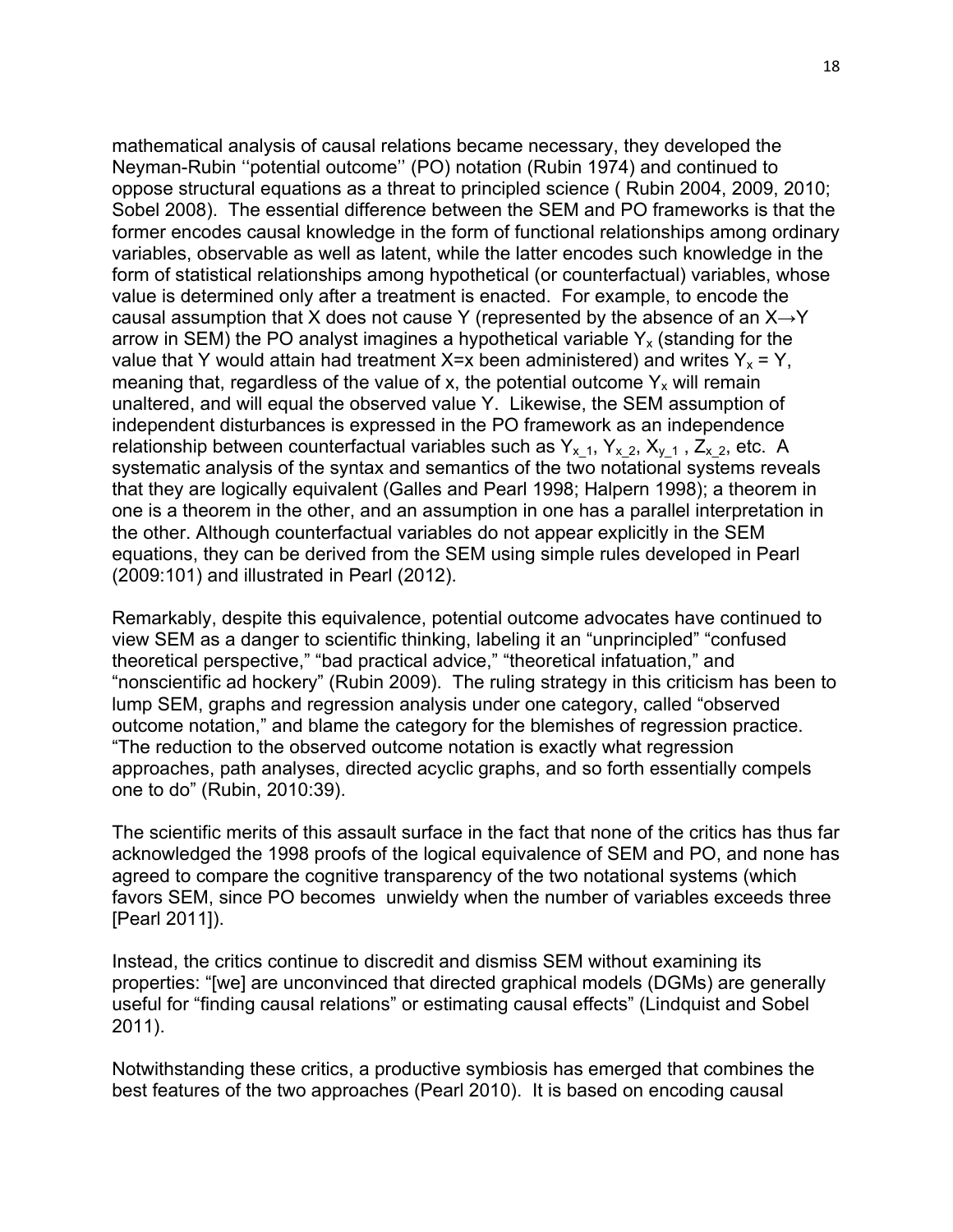mathematical analysis of causal relations became necessary, they developed the Neyman-Rubin ''potential outcome'' (PO) notation (Rubin 1974) and continued to oppose structural equations as a threat to principled science ( Rubin 2004, 2009, 2010; Sobel 2008). The essential difference between the SEM and PO frameworks is that the former encodes causal knowledge in the form of functional relationships among ordinary variables, observable as well as latent, while the latter encodes such knowledge in the form of statistical relationships among hypothetical (or counterfactual) variables, whose value is determined only after a treatment is enacted. For example, to encode the causal assumption that X does not cause Y (represented by the absence of an $X \rightarrow Y$ arrow in SEM) the PO analyst imagines a hypothetical variable $Y_x$ (standing for the value that Y would attain had treatment X=x been administered) and writes $Y_x = Y$, meaning that, regardless of the value of x, the potential outcome $Y_x$ will remain unaltered, and will equal the observed value Y. Likewise, the SEM assumption of independent disturbances is expressed in the PO framework as an independence relationship between counterfactual variables such as $Y_{x\_1}$, $Y_{x\_2}$, $X_{y\_1}$ , $Z_{x\_2}$, etc. A systematic analysis of the syntax and semantics of the two notational systems reveals that they are logically equivalent (Galles and Pearl 1998; Halpern 1998); a theorem in one is a theorem in the other, and an assumption in one has a parallel interpretation in the other. Although counterfactual variables do not appear explicitly in the SEM equations, they can be derived from the SEM using simple rules developed in Pearl (2009:101) and illustrated in Pearl (2012).

Remarkably, despite this equivalence, potential outcome advocates have continued to view SEM as a danger to scientific thinking, labeling it an "unprincipled" "confused theoretical perspective," "bad practical advice," "theoretical infatuation," and "nonscientific ad hockery" (Rubin 2009). The ruling strategy in this criticism has been to lump SEM, graphs and regression analysis under one category, called "observed outcome notation," and blame the category for the blemishes of regression practice. "The reduction to the observed outcome notation is exactly what regression approaches, path analyses, directed acyclic graphs, and so forth essentially compels one to do" (Rubin, 2010:39).

The scientific merits of this assault surface in the fact that none of the critics has thus far acknowledged the 1998 proofs of the logical equivalence of SEM and PO, and none has agreed to compare the cognitive transparency of the two notational systems (which favors SEM, since PO becomes unwieldy when the number of variables exceeds three [Pearl 2011]).

Instead, the critics continue to discredit and dismiss SEM without examining its properties: "[we] are unconvinced that directed graphical models (DGMs) are generally useful for "finding causal relations" or estimating causal effects" (Lindquist and Sobel 2011).

Notwithstanding these critics, a productive symbiosis has emerged that combines the best features of the two approaches (Pearl 2010). It is based on encoding causal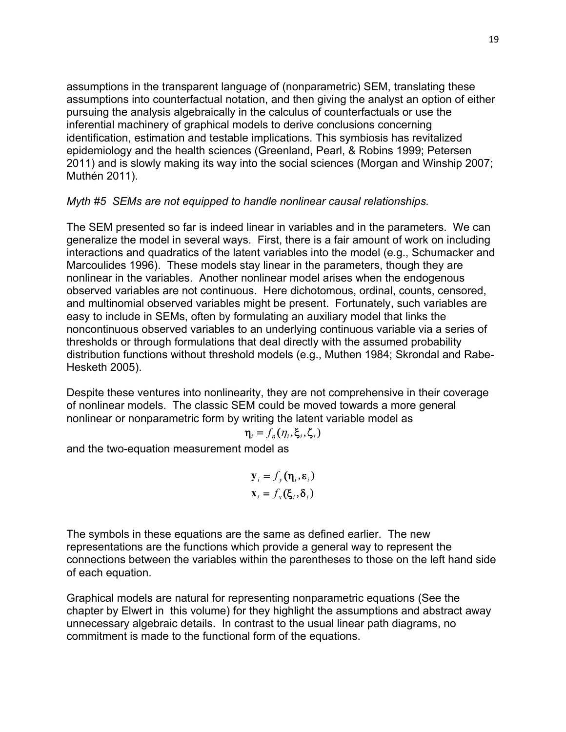assumptions in the transparent language of (nonparametric) SEM, translating these assumptions into counterfactual notation, and then giving the analyst an option of either pursuing the analysis algebraically in the calculus of counterfactuals or use the inferential machinery of graphical models to derive conclusions concerning identification, estimation and testable implications. This symbiosis has revitalized epidemiology and the health sciences (Greenland, Pearl, & Robins 1999; Petersen 2011) and is slowly making its way into the social sciences (Morgan and Winship 2007; Muthén 2011).

*Myth #5 SEMs are not equipped to handle nonlinear causal relationships.*

The SEM presented so far is indeed linear in variables and in the parameters. We can generalize the model in several ways. First, there is a fair amount of work on including interactions and quadratics of the latent variables into the model (e.g., Schumacker and Marcoulides 1996). These models stay linear in the parameters, though they are nonlinear in the variables. Another nonlinear model arises when the endogenous observed variables are not continuous. Here dichotomous, ordinal, counts, censored, and multinomial observed variables might be present. Fortunately, such variables are easy to include in SEMs, often by formulating an auxiliary model that links the noncontinuous observed variables to an underlying continuous variable via a series of thresholds or through formulations that deal directly with the assumed probability distribution functions without threshold models (e.g., Muthen 1984; Skrondal and Rabe-Hesketh 2005).

Despite these ventures into nonlinearity, they are not comprehensive in their coverage of nonlinear models. The classic SEM could be moved towards a more general nonlinear or nonparametric form by writing the latent variable model as

$$\boldsymbol{\eta}_i = f_{\eta}(\eta_i, \boldsymbol{\xi}_i, \boldsymbol{\zeta}_i)$$

and the two-equation measurement model as

$$\mathbf{y}_i = f_y(\boldsymbol{\eta}_i, \boldsymbol{\varepsilon}_i)$$
$$\mathbf{x}_i = f_x(\boldsymbol{\xi}_i, \boldsymbol{\delta}_i)$$

The symbols in these equations are the same as defined earlier. The new representations are the functions which provide a general way to represent the connections between the variables within the parentheses to those on the left hand side of each equation.

Graphical models are natural for representing nonparametric equations (See the chapter by Elwert in this volume) for they highlight the assumptions and abstract away unnecessary algebraic details. In contrast to the usual linear path diagrams, no commitment is made to the functional form of the equations.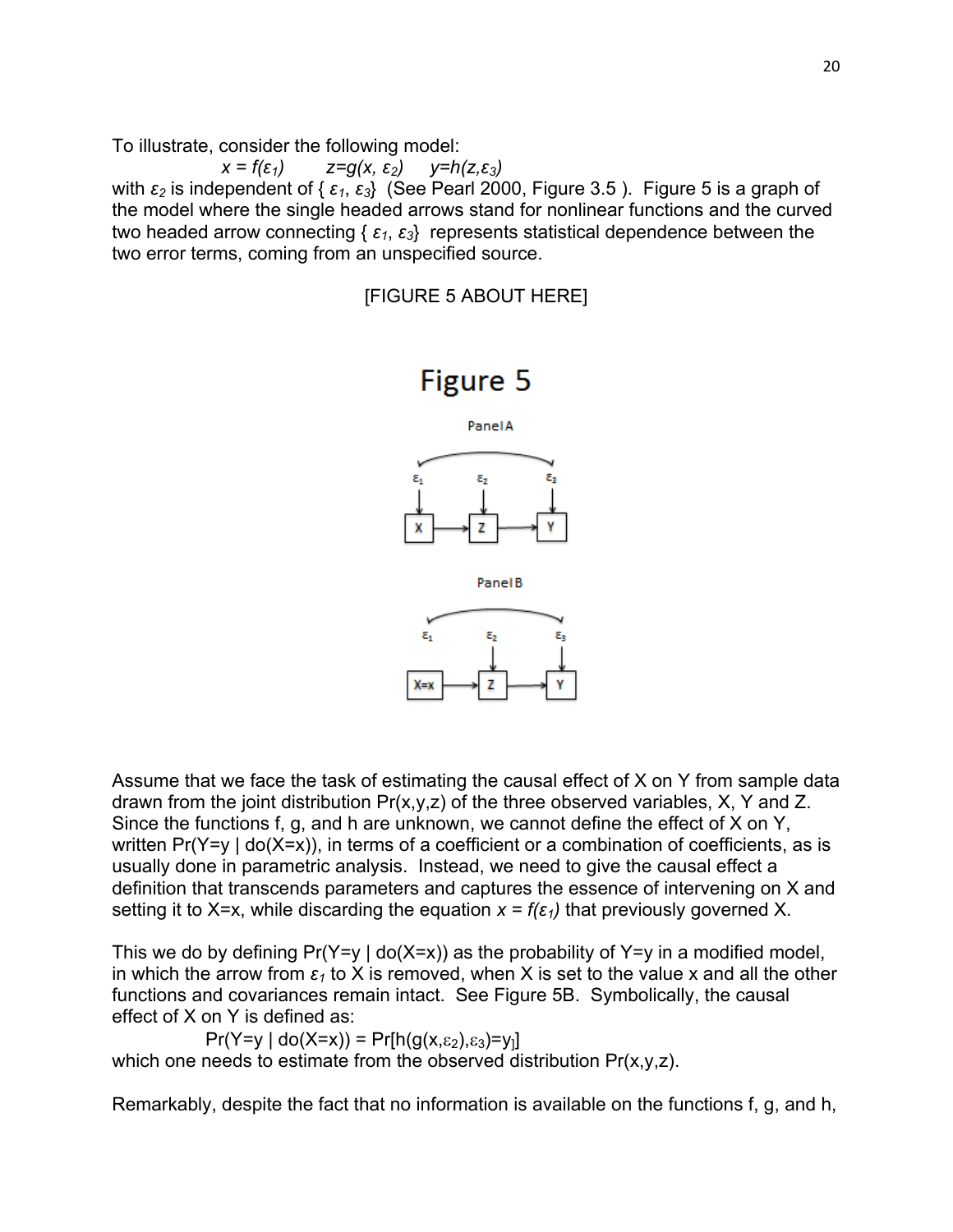To illustrate, consider the following model:

$$x = f(\varepsilon_1) \qquad z = g(x, \varepsilon_2) \qquad y = h(z, \varepsilon_3)$$

with $\varepsilon_2$ is independent of { $\varepsilon_1$, $\varepsilon_3$} (See Pearl 2000, Figure 3.5 ). Figure 5 is a graph of the model where the single headed arrows stand for nonlinear functions and the curved two headed arrow connecting { $\varepsilon_1$, $\varepsilon_3$} represents statistical dependence between the two error terms, coming from an unspecified source.

[FIGURE 5 ABOUT HERE]

Figure 5

Panel A

Panel B

Assume that we face the task of estimating the causal effect of X on Y from sample data drawn from the joint distribution Pr(x,y,z) of the three observed variables, X, Y and Z. Since the functions f, g, and h are unknown, we cannot define the effect of X on Y, written Pr(Y=y | do(X=x)), in terms of a coefficient or a combination of coefficients, as is usually done in parametric analysis. Instead, we need to give the causal effect a definition that transcends parameters and captures the essence of intervening on X and setting it to X=x, while discarding the equation $x = f(\varepsilon_1)$ that previously governed X.

This we do by defining Pr(Y=y | do(X=x)) as the probability of Y=y in a modified model, in which the arrow from $\varepsilon_1$ to X is removed, when X is set to the value x and all the other functions and covariances remain intact. See Figure 5B. Symbolically, the causal effect of X on Y is defined as:

$$\Pr(Y=y \mid do(X=x)) = \Pr[h(g(x,\varepsilon_2),\varepsilon_3)=y]$$

which one needs to estimate from the observed distribution Pr(x,y,z).

Remarkably, despite the fact that no information is available on the functions f, g, and h,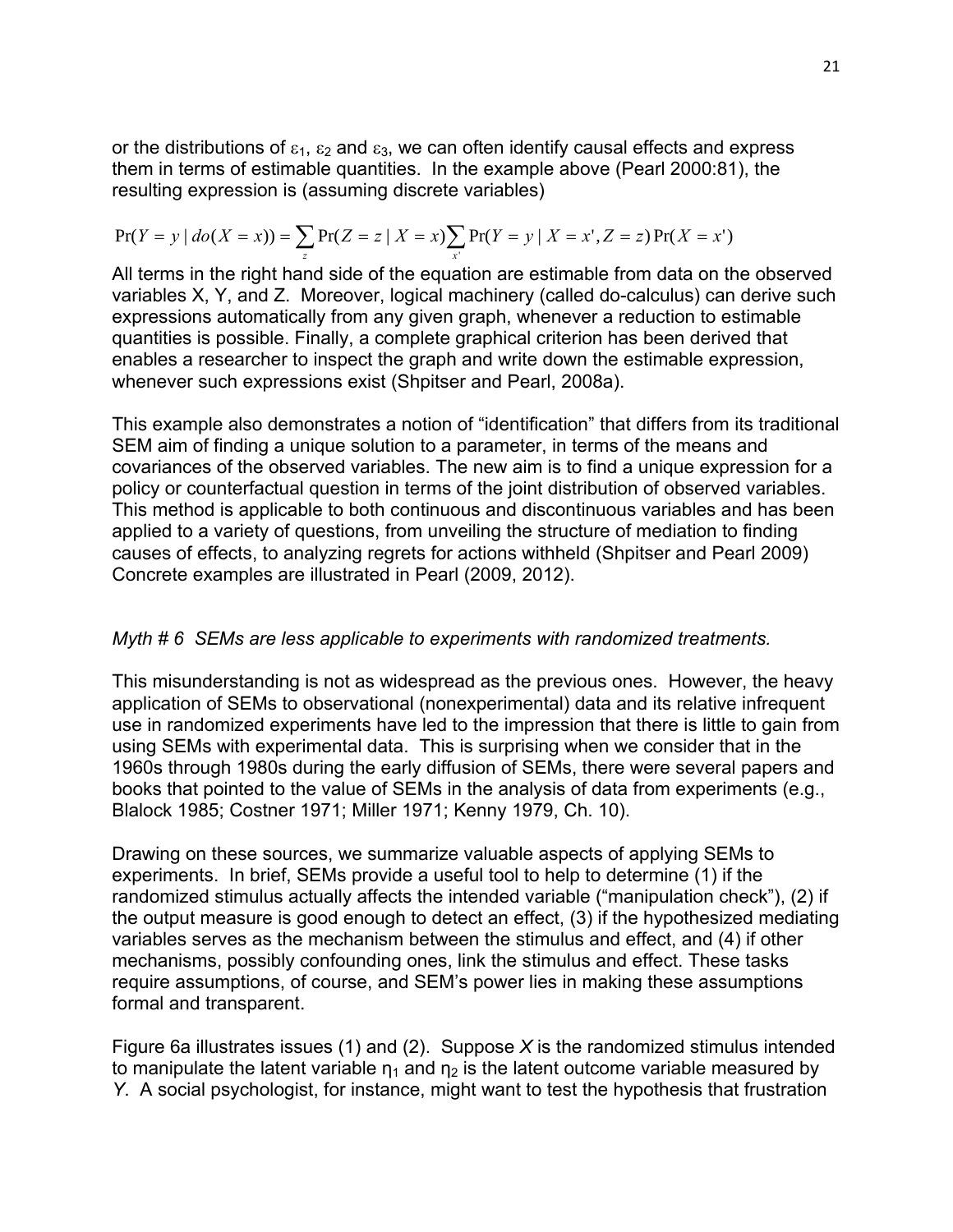or the distributions of $\varepsilon_1$, $\varepsilon_2$ and $\varepsilon_3$, we can often identify causal effects and express them in terms of estimable quantities. In the example above (Pearl 2000:81), the resulting expression is (assuming discrete variables)

$$\Pr(Y = y \mid do(X = x)) = \sum_{z} \Pr(Z = z \mid X = x) \sum_{x'} \Pr(Y = y \mid X = x', Z = z) \Pr(X = x')$$

All terms in the right hand side of the equation are estimable from data on the observed variables X, Y, and Z. Moreover, logical machinery (called do-calculus) can derive such expressions automatically from any given graph, whenever a reduction to estimable quantities is possible. Finally, a complete graphical criterion has been derived that enables a researcher to inspect the graph and write down the estimable expression, whenever such expressions exist (Shpitser and Pearl, 2008a).

This example also demonstrates a notion of "identification" that differs from its traditional SEM aim of finding a unique solution to a parameter, in terms of the means and covariances of the observed variables. The new aim is to find a unique expression for a policy or counterfactual question in terms of the joint distribution of observed variables. This method is applicable to both continuous and discontinuous variables and has been applied to a variety of questions, from unveiling the structure of mediation to finding causes of effects, to analyzing regrets for actions withheld (Shpitser and Pearl 2009) Concrete examples are illustrated in Pearl (2009, 2012).

*Myth # 6 SEMs are less applicable to experiments with randomized treatments.*

This misunderstanding is not as widespread as the previous ones. However, the heavy application of SEMs to observational (nonexperimental) data and its relative infrequent use in randomized experiments have led to the impression that there is little to gain from using SEMs with experimental data. This is surprising when we consider that in the 1960s through 1980s during the early diffusion of SEMs, there were several papers and books that pointed to the value of SEMs in the analysis of data from experiments (e.g., Blalock 1985; Costner 1971; Miller 1971; Kenny 1979, Ch. 10).

Drawing on these sources, we summarize valuable aspects of applying SEMs to experiments. In brief, SEMs provide a useful tool to help to determine (1) if the randomized stimulus actually affects the intended variable ("manipulation check"), (2) if the output measure is good enough to detect an effect, (3) if the hypothesized mediating variables serves as the mechanism between the stimulus and effect, and (4) if other mechanisms, possibly confounding ones, link the stimulus and effect. These tasks require assumptions, of course, and SEM's power lies in making these assumptions formal and transparent.

Figure 6a illustrates issues (1) and (2). Suppose *X* is the randomized stimulus intended to manipulate the latent variable $\eta_1$ and $\eta_2$ is the latent outcome variable measured by *Y*. A social psychologist, for instance, might want to test the hypothesis that frustration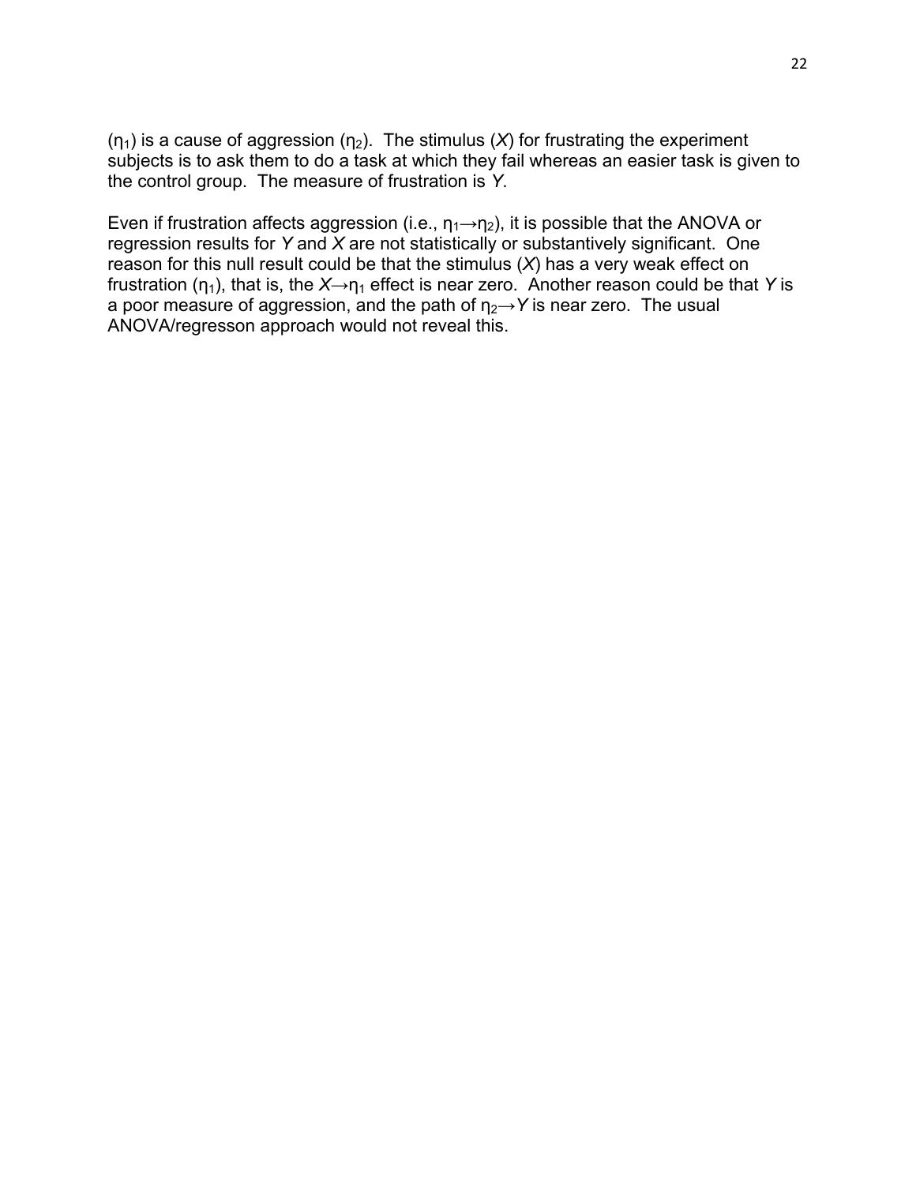($\eta_1$) is a cause of aggression ($\eta_2$). The stimulus ($X$) for frustrating the experiment subjects is to ask them to do a task at which they fail whereas an easier task is given to the control group. The measure of frustration is $Y$.

Even if frustration affects aggression (i.e., $\eta_1 \rightarrow \eta_2$), it is possible that the ANOVA or regression results for $Y$ and $X$ are not statistically or substantively significant. One reason for this null result could be that the stimulus ($X$) has a very weak effect on frustration ($\eta_1$), that is, the $X \rightarrow \eta_1$ effect is near zero. Another reason could be that $Y$ is a poor measure of aggression, and the path of $\eta_2 \rightarrow Y$ is near zero. The usual ANOVA/regresson approach would not reveal this.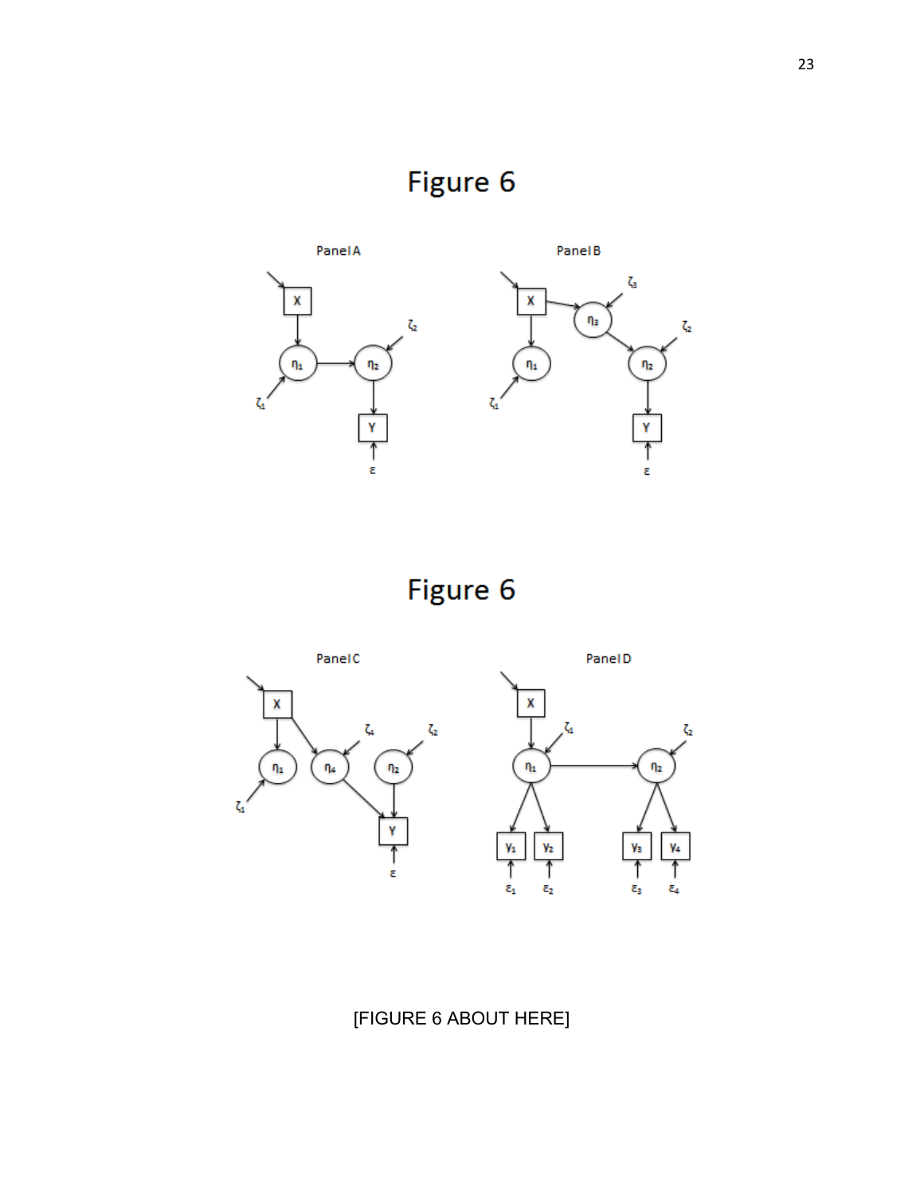# Figure 6

Panel A

Panel B

# Figure 6

Panel C

Panel D

[FIGURE 6 ABOUT HERE]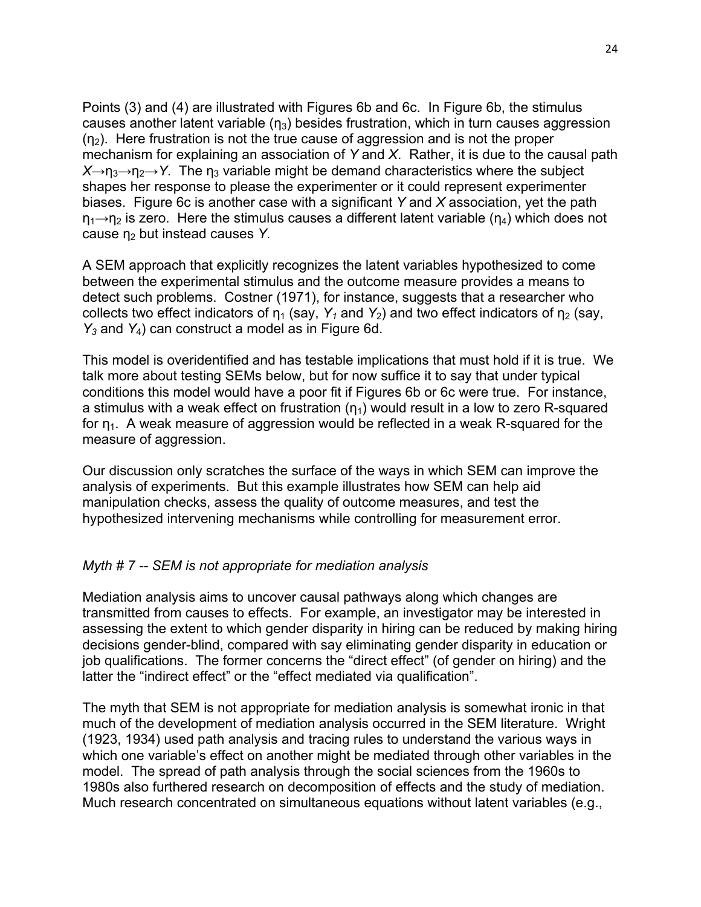Points (3) and (4) are illustrated with Figures 6b and 6c. In Figure 6b, the stimulus causes another latent variable ($\eta_3$) besides frustration, which in turn causes aggression ($\eta_2$). Here frustration is not the true cause of aggression and is not the proper mechanism for explaining an association of *Y* and *X*. Rather, it is due to the causal path $X \rightarrow \eta_3 \rightarrow \eta_2 \rightarrow Y$. The $\eta_3$ variable might be demand characteristics where the subject shapes her response to please the experimenter or it could represent experimenter biases. Figure 6c is another case with a significant *Y* and *X* association, yet the path $\eta_1 \rightarrow \eta_2$ is zero. Here the stimulus causes a different latent variable ($\eta_4$) which does not cause $\eta_2$ but instead causes *Y*.

A SEM approach that explicitly recognizes the latent variables hypothesized to come between the experimental stimulus and the outcome measure provides a means to detect such problems. Costner (1971), for instance, suggests that a researcher who collects two effect indicators of $\eta_1$ (say, $Y_1$ and $Y_2$) and two effect indicators of $\eta_2$ (say, $Y_3$ and $Y_4$) can construct a model as in Figure 6d.

This model is overidentified and has testable implications that must hold if it is true. We talk more about testing SEMs below, but for now suffice it to say that under typical conditions this model would have a poor fit if Figures 6b or 6c were true. For instance, a stimulus with a weak effect on frustration ($\eta_1$) would result in a low to zero R-squared for $\eta_1$. A weak measure of aggression would be reflected in a weak R-squared for the measure of aggression.

Our discussion only scratches the surface of the ways in which SEM can improve the analysis of experiments. But this example illustrates how SEM can help aid manipulation checks, assess the quality of outcome measures, and test the hypothesized intervening mechanisms while controlling for measurement error.

*Myth # 7 -- SEM is not appropriate for mediation analysis*

Mediation analysis aims to uncover causal pathways along which changes are transmitted from causes to effects. For example, an investigator may be interested in assessing the extent to which gender disparity in hiring can be reduced by making hiring decisions gender-blind, compared with say eliminating gender disparity in education or job qualifications. The former concerns the "direct effect" (of gender on hiring) and the latter the "indirect effect" or the "effect mediated via qualification".

The myth that SEM is not appropriate for mediation analysis is somewhat ironic in that much of the development of mediation analysis occurred in the SEM literature. Wright (1923, 1934) used path analysis and tracing rules to understand the various ways in which one variable's effect on another might be mediated through other variables in the model. The spread of path analysis through the social sciences from the 1960s to 1980s also furthered research on decomposition of effects and the study of mediation. Much research concentrated on simultaneous equations without latent variables (e.g.,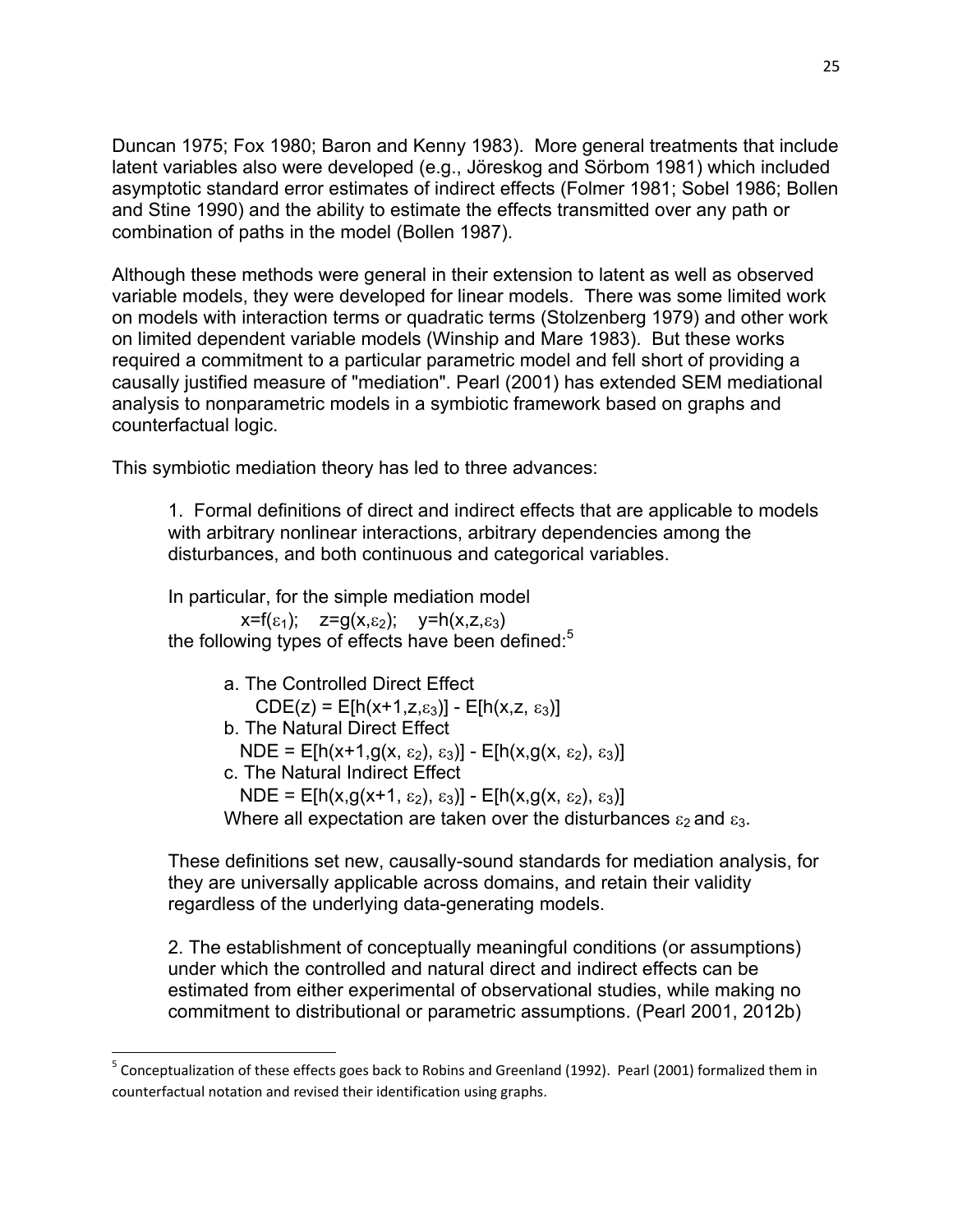Duncan 1975; Fox 1980; Baron and Kenny 1983). More general treatments that include latent variables also were developed (e.g., Jöreskog and Sörbom 1981) which included asymptotic standard error estimates of indirect effects (Folmer 1981; Sobel 1986; Bollen and Stine 1990) and the ability to estimate the effects transmitted over any path or combination of paths in the model (Bollen 1987).

Although these methods were general in their extension to latent as well as observed variable models, they were developed for linear models. There was some limited work on models with interaction terms or quadratic terms (Stolzenberg 1979) and other work on limited dependent variable models (Winship and Mare 1983). But these works required a commitment to a particular parametric model and fell short of providing a causally justified measure of "mediation". Pearl (2001) has extended SEM mediational analysis to nonparametric models in a symbiotic framework based on graphs and counterfactual logic.

This symbiotic mediation theory has led to three advances:

1. Formal definitions of direct and indirect effects that are applicable to models with arbitrary nonlinear interactions, arbitrary dependencies among the disturbances, and both continuous and categorical variables.

   In particular, for the simple mediation model

   $x=f(\varepsilon_1); \quad z=g(x,\varepsilon_2); \quad y=h(x,z,\varepsilon_3)$

   the following types of effects have been defined:[5]

   a. The Controlled Direct Effect
      $CDE(z) = E[h(x+1,z,\varepsilon_3)] - E[h(x,z,\varepsilon_3)]$
   
   b. The Natural Direct Effect
      $NDE = E[h(x+1,g(x,\varepsilon_2),\varepsilon_3)] - E[h(x,g(x,\varepsilon_2),\varepsilon_3)]$
   
   c. The Natural Indirect Effect
      $NDE = E[h(x,g(x+1,\varepsilon_2),\varepsilon_3)] - E[h(x,g(x,\varepsilon_2),\varepsilon_3)]$
   
   Where all expectation are taken over the disturbances $\varepsilon_2$ and $\varepsilon_3$.

   These definitions set new, causally-sound standards for mediation analysis, for they are universally applicable across domains, and retain their validity regardless of the underlying data-generating models.

2. The establishment of conceptually meaningful conditions (or assumptions) under which the controlled and natural direct and indirect effects can be estimated from either experimental of observational studies, while making no commitment to distributional or parametric assumptions. (Pearl 2001, 2012b)

[5] Conceptualization of these effects goes back to Robins and Greenland (1992). Pearl (2001) formalized them in counterfactual notation and revised their identification using graphs.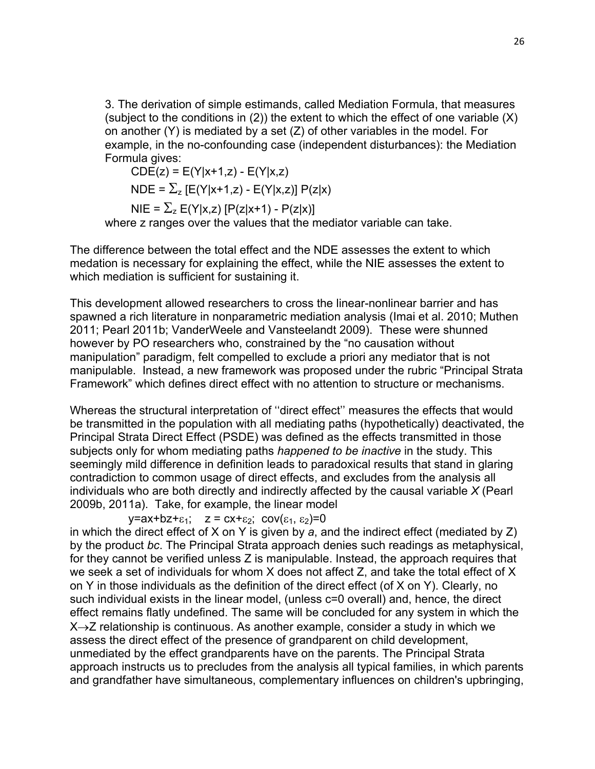3. The derivation of simple estimands, called Mediation Formula, that measures (subject to the conditions in (2)) the extent to which the effect of one variable (X) on another (Y) is mediated by a set (Z) of other variables in the model. For example, in the no-confounding case (independent disturbances): the Mediation Formula gives:

$$CDE(z) = E(Y|x+1,z) - E(Y|x,z)$$

$$NDE = \sum_z [E(Y|x+1,z) - E(Y|x,z)]\, P(z|x)$$

$$NIE = \sum_z E(Y|x,z)\, [P(z|x+1) - P(z|x)]$$

where z ranges over the values that the mediator variable can take.

The difference between the total effect and the NDE assesses the extent to which medation is necessary for explaining the effect, while the NIE assesses the extent to which mediation is sufficient for sustaining it.

This development allowed researchers to cross the linear-nonlinear barrier and has spawned a rich literature in nonparametric mediation analysis (Imai et al. 2010; Muthen 2011; Pearl 2011b; VanderWeele and Vansteelandt 2009). These were shunned however by PO researchers who, constrained by the "no causation without manipulation" paradigm, felt compelled to exclude a priori any mediator that is not manipulable. Instead, a new framework was proposed under the rubric "Principal Strata Framework" which defines direct effect with no attention to structure or mechanisms.

Whereas the structural interpretation of ''direct effect'' measures the effects that would be transmitted in the population with all mediating paths (hypothetically) deactivated, the Principal Strata Direct Effect (PSDE) was defined as the effects transmitted in those subjects only for whom mediating paths *happened to be inactive* in the study. This seemingly mild difference in definition leads to paradoxical results that stand in glaring contradiction to common usage of direct effects, and excludes from the analysis all individuals who are both directly and indirectly affected by the causal variable *X* (Pearl 2009b, 2011a). Take, for example, the linear model

$$y=ax+bz+\varepsilon_1; \quad z = cx+\varepsilon_2; \; cov(\varepsilon_1, \varepsilon_2)=0$$

in which the direct effect of X on Y is given by *a*, and the indirect effect (mediated by Z) by the product *bc*. The Principal Strata approach denies such readings as metaphysical, for they cannot be verified unless Z is manipulable. Instead, the approach requires that we seek a set of individuals for whom X does not affect Z, and take the total effect of X on Y in those individuals as the definition of the direct effect (of X on Y). Clearly, no such individual exists in the linear model, (unless c=0 overall) and, hence, the direct effect remains flatly undefined. The same will be concluded for any system in which the $X \rightarrow Z$ relationship is continuous. As another example, consider a study in which we assess the direct effect of the presence of grandparent on child development, unmediated by the effect grandparents have on the parents. The Principal Strata approach instructs us to precludes from the analysis all typical families, in which parents and grandfather have simultaneous, complementary influences on children's upbringing,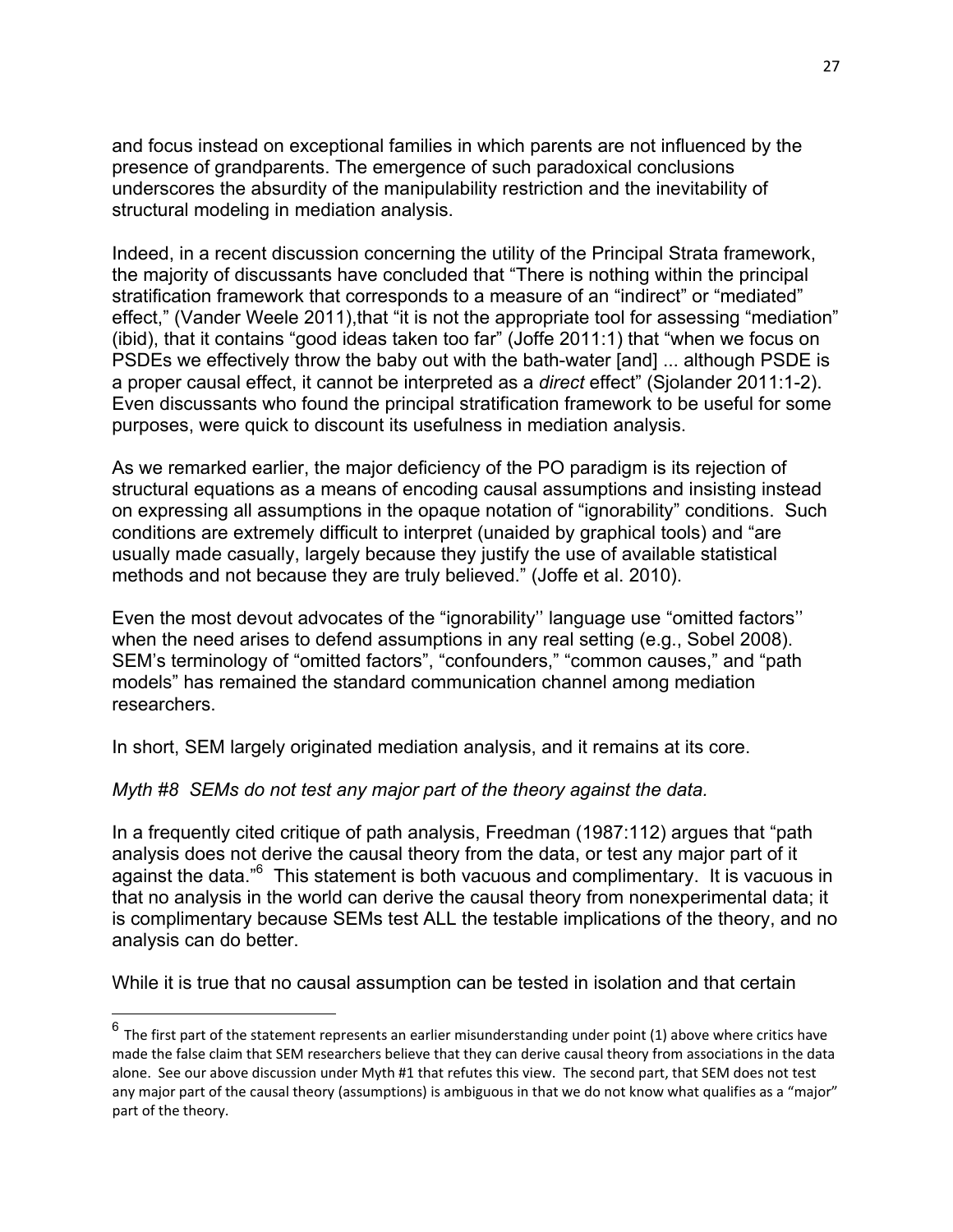and focus instead on exceptional families in which parents are not influenced by the presence of grandparents. The emergence of such paradoxical conclusions underscores the absurdity of the manipulability restriction and the inevitability of structural modeling in mediation analysis.

Indeed, in a recent discussion concerning the utility of the Principal Strata framework, the majority of discussants have concluded that "There is nothing within the principal stratification framework that corresponds to a measure of an "indirect" or "mediated" effect," (Vander Weele 2011),that "it is not the appropriate tool for assessing "mediation" (ibid), that it contains "good ideas taken too far" (Joffe 2011:1) that "when we focus on PSDEs we effectively throw the baby out with the bath-water [and] ... although PSDE is a proper causal effect, it cannot be interpreted as a *direct* effect" (Sjolander 2011:1-2). Even discussants who found the principal stratification framework to be useful for some purposes, were quick to discount its usefulness in mediation analysis.

As we remarked earlier, the major deficiency of the PO paradigm is its rejection of structural equations as a means of encoding causal assumptions and insisting instead on expressing all assumptions in the opaque notation of "ignorability" conditions. Such conditions are extremely difficult to interpret (unaided by graphical tools) and "are usually made casually, largely because they justify the use of available statistical methods and not because they are truly believed." (Joffe et al. 2010).

Even the most devout advocates of the "ignorability'' language use "omitted factors'' when the need arises to defend assumptions in any real setting (e.g., Sobel 2008). SEM's terminology of "omitted factors", "confounders," "common causes," and "path models" has remained the standard communication channel among mediation researchers.

In short, SEM largely originated mediation analysis, and it remains at its core.

*Myth #8 SEMs do not test any major part of the theory against the data.*

In a frequently cited critique of path analysis, Freedman (1987:112) argues that "path analysis does not derive the causal theory from the data, or test any major part of it against the data."[6] This statement is both vacuous and complimentary. It is vacuous in that no analysis in the world can derive the causal theory from nonexperimental data; it is complimentary because SEMs test ALL the testable implications of the theory, and no analysis can do better.

While it is true that no causal assumption can be tested in isolation and that certain

[6] The first part of the statement represents an earlier misunderstanding under point (1) above where critics have made the false claim that SEM researchers believe that they can derive causal theory from associations in the data alone. See our above discussion under Myth #1 that refutes this view. The second part, that SEM does not test any major part of the causal theory (assumptions) is ambiguous in that we do not know what qualifies as a "major" part of the theory.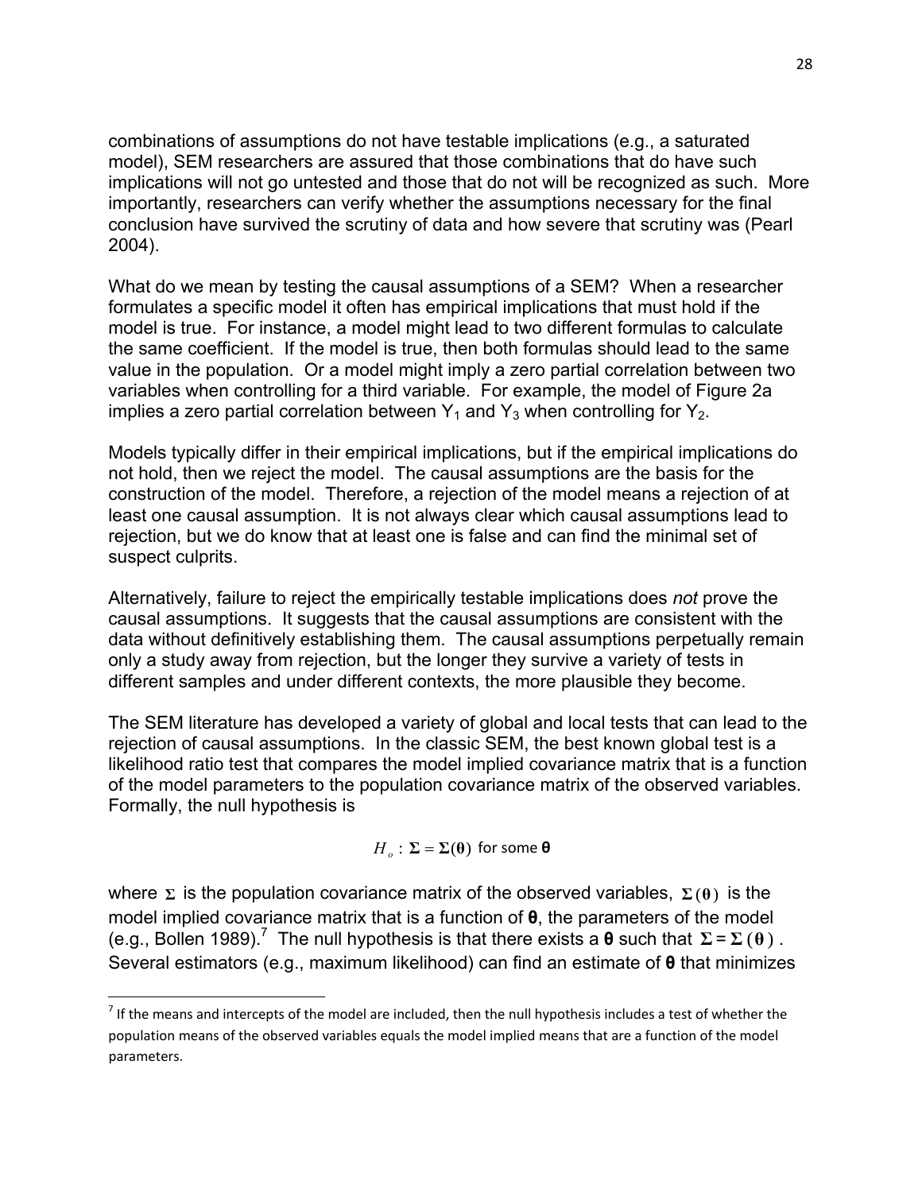combinations of assumptions do not have testable implications (e.g., a saturated model), SEM researchers are assured that those combinations that do have such implications will not go untested and those that do not will be recognized as such. More importantly, researchers can verify whether the assumptions necessary for the final conclusion have survived the scrutiny of data and how severe that scrutiny was (Pearl 2004).

What do we mean by testing the causal assumptions of a SEM? When a researcher formulates a specific model it often has empirical implications that must hold if the model is true. For instance, a model might lead to two different formulas to calculate the same coefficient. If the model is true, then both formulas should lead to the same value in the population. Or a model might imply a zero partial correlation between two variables when controlling for a third variable. For example, the model of Figure 2a implies a zero partial correlation between $Y_1$ and $Y_3$ when controlling for $Y_2$.

Models typically differ in their empirical implications, but if the empirical implications do not hold, then we reject the model. The causal assumptions are the basis for the construction of the model. Therefore, a rejection of the model means a rejection of at least one causal assumption. It is not always clear which causal assumptions lead to rejection, but we do know that at least one is false and can find the minimal set of suspect culprits.

Alternatively, failure to reject the empirically testable implications does *not* prove the causal assumptions. It suggests that the causal assumptions are consistent with the data without definitively establishing them. The causal assumptions perpetually remain only a study away from rejection, but the longer they survive a variety of tests in different samples and under different contexts, the more plausible they become.

The SEM literature has developed a variety of global and local tests that can lead to the rejection of causal assumptions. In the classic SEM, the best known global test is a likelihood ratio test that compares the model implied covariance matrix that is a function of the model parameters to the population covariance matrix of the observed variables. Formally, the null hypothesis is

$$H_o: \mathbf{\Sigma} = \mathbf{\Sigma}(\boldsymbol{\theta}) \text{ for some } \boldsymbol{\theta}$$

where $\mathbf{\Sigma}$ is the population covariance matrix of the observed variables, $\mathbf{\Sigma}(\boldsymbol{\theta})$ is the model implied covariance matrix that is a function of $\boldsymbol{\theta}$, the parameters of the model (e.g., Bollen 1989).[7] The null hypothesis is that there exists a $\boldsymbol{\theta}$ such that $\mathbf{\Sigma} = \mathbf{\Sigma}(\boldsymbol{\theta})$. Several estimators (e.g., maximum likelihood) can find an estimate of $\boldsymbol{\theta}$ that minimizes

[7] If the means and intercepts of the model are included, then the null hypothesis includes a test of whether the population means of the observed variables equals the model implied means that are a function of the model parameters.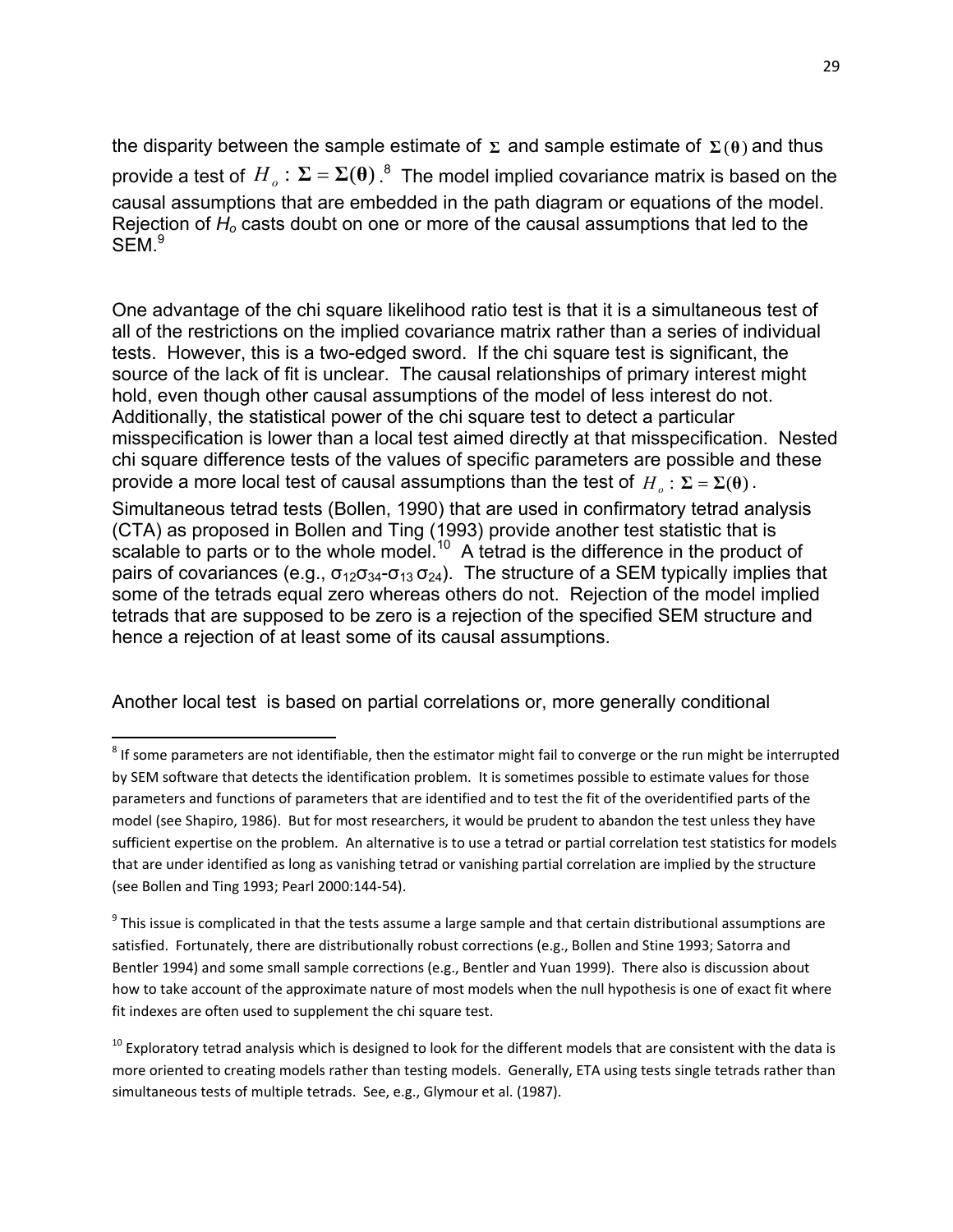the disparity between the sample estimate of $\mathbf{\Sigma}$ and sample estimate of $\mathbf{\Sigma(\theta)}$ and thus provide a test of $H_o: \mathbf{\Sigma} = \mathbf{\Sigma(\theta)}$.[8] The model implied covariance matrix is based on the causal assumptions that are embedded in the path diagram or equations of the model. Rejection of $H_o$ casts doubt on one or more of the causal assumptions that led to the SEM.[9]

One advantage of the chi square likelihood ratio test is that it is a simultaneous test of all of the restrictions on the implied covariance matrix rather than a series of individual tests. However, this is a two-edged sword. If the chi square test is significant, the source of the lack of fit is unclear. The causal relationships of primary interest might hold, even though other causal assumptions of the model of less interest do not. Additionally, the statistical power of the chi square test to detect a particular misspecification is lower than a local test aimed directly at that misspecification. Nested chi square difference tests of the values of specific parameters are possible and these provide a more local test of causal assumptions than the test of $H_o: \mathbf{\Sigma} = \mathbf{\Sigma(\theta)}$. Simultaneous tetrad tests (Bollen, 1990) that are used in confirmatory tetrad analysis (CTA) as proposed in Bollen and Ting (1993) provide another test statistic that is scalable to parts or to the whole model.[10] A tetrad is the difference in the product of pairs of covariances (e.g., $\sigma_{12}\sigma_{34}$-$\sigma_{13}\sigma_{24}$). The structure of a SEM typically implies that some of the tetrads equal zero whereas others do not. Rejection of the model implied tetrads that are supposed to be zero is a rejection of the specified SEM structure and hence a rejection of at least some of its causal assumptions.

Another local test is based on partial correlations or, more generally conditional

---

[8] If some parameters are not identifiable, then the estimator might fail to converge or the run might be interrupted by SEM software that detects the identification problem. It is sometimes possible to estimate values for those parameters and functions of parameters that are identified and to test the fit of the overidentified parts of the model (see Shapiro, 1986). But for most researchers, it would be prudent to abandon the test unless they have sufficient expertise on the problem. An alternative is to use a tetrad or partial correlation test statistics for models that are under identified as long as vanishing tetrad or vanishing partial correlation are implied by the structure (see Bollen and Ting 1993; Pearl 2000:144-54).

[9] This issue is complicated in that the tests assume a large sample and that certain distributional assumptions are satisfied. Fortunately, there are distributionally robust corrections (e.g., Bollen and Stine 1993; Satorra and Bentler 1994) and some small sample corrections (e.g., Bentler and Yuan 1999). There also is discussion about how to take account of the approximate nature of most models when the null hypothesis is one of exact fit where fit indexes are often used to supplement the chi square test.

[10] Exploratory tetrad analysis which is designed to look for the different models that are consistent with the data is more oriented to creating models rather than testing models. Generally, ETA using tests single tetrads rather than simultaneous tests of multiple tetrads. See, e.g., Glymour et al. (1987).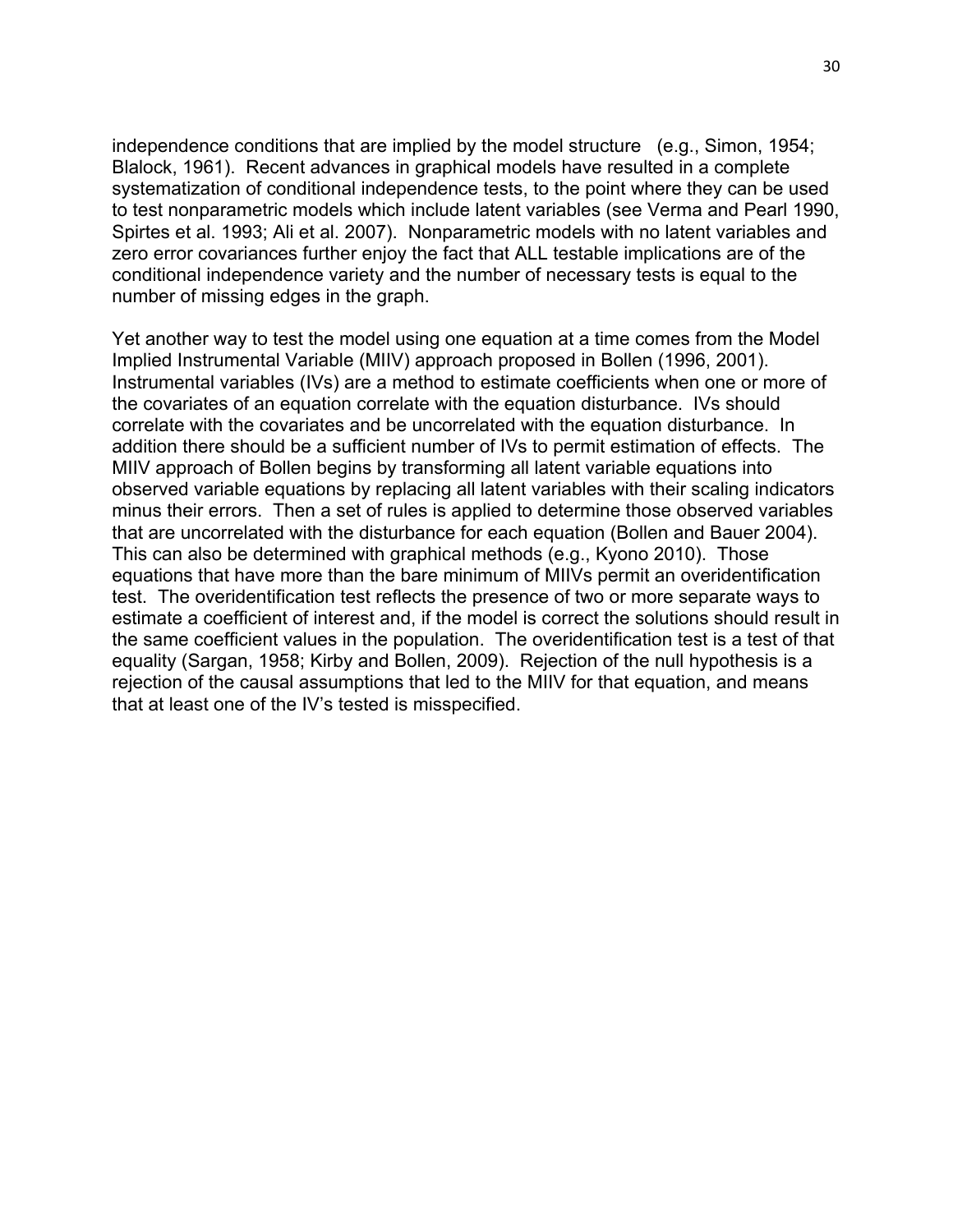independence conditions that are implied by the model structure (e.g., Simon, 1954; Blalock, 1961). Recent advances in graphical models have resulted in a complete systematization of conditional independence tests, to the point where they can be used to test nonparametric models which include latent variables (see Verma and Pearl 1990, Spirtes et al. 1993; Ali et al. 2007). Nonparametric models with no latent variables and zero error covariances further enjoy the fact that ALL testable implications are of the conditional independence variety and the number of necessary tests is equal to the number of missing edges in the graph.

Yet another way to test the model using one equation at a time comes from the Model Implied Instrumental Variable (MIIV) approach proposed in Bollen (1996, 2001). Instrumental variables (IVs) are a method to estimate coefficients when one or more of the covariates of an equation correlate with the equation disturbance. IVs should correlate with the covariates and be uncorrelated with the equation disturbance. In addition there should be a sufficient number of IVs to permit estimation of effects. The MIIV approach of Bollen begins by transforming all latent variable equations into observed variable equations by replacing all latent variables with their scaling indicators minus their errors. Then a set of rules is applied to determine those observed variables that are uncorrelated with the disturbance for each equation (Bollen and Bauer 2004). This can also be determined with graphical methods (e.g., Kyono 2010). Those equations that have more than the bare minimum of MIIVs permit an overidentification test. The overidentification test reflects the presence of two or more separate ways to estimate a coefficient of interest and, if the model is correct the solutions should result in the same coefficient values in the population. The overidentification test is a test of that equality (Sargan, 1958; Kirby and Bollen, 2009). Rejection of the null hypothesis is a rejection of the causal assumptions that led to the MIIV for that equation, and means that at least one of the IV's tested is misspecified.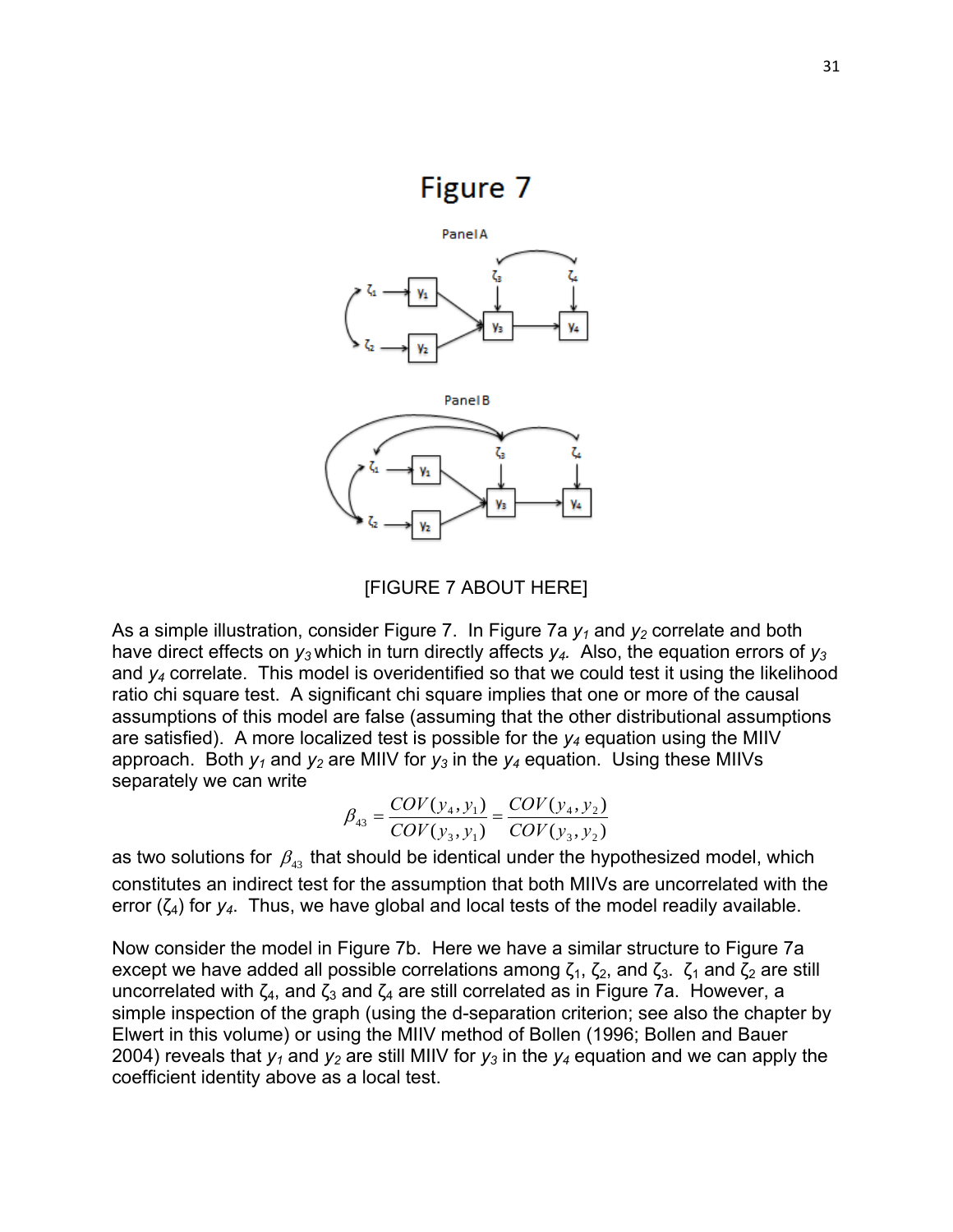# Figure 7

Panel A

Panel B

[FIGURE 7 ABOUT HERE]

As a simple illustration, consider Figure 7. In Figure 7a $y_1$ and $y_2$ correlate and both have direct effects on $y_3$ which in turn directly affects $y_4$. Also, the equation errors of $y_3$ and $y_4$ correlate. This model is overidentified so that we could test it using the likelihood ratio chi square test. A significant chi square implies that one or more of the causal assumptions of this model are false (assuming that the other distributional assumptions are satisfied). A more localized test is possible for the $y_4$ equation using the MIIV approach. Both $y_1$ and $y_2$ are MIIV for $y_3$ in the $y_4$ equation. Using these MIIVs separately we can write

$$\beta_{43} = \frac{COV(y_4, y_1)}{COV(y_3, y_1)} = \frac{COV(y_4, y_2)}{COV(y_3, y_2)}$$

as two solutions for $\beta_{43}$ that should be identical under the hypothesized model, which constitutes an indirect test for the assumption that both MIIVs are uncorrelated with the error ($\zeta_4$) for $y_4$. Thus, we have global and local tests of the model readily available.

Now consider the model in Figure 7b. Here we have a similar structure to Figure 7a except we have added all possible correlations among $\zeta_1$, $\zeta_2$, and $\zeta_3$. $\zeta_1$ and $\zeta_2$ are still uncorrelated with $\zeta_4$, and $\zeta_3$ and $\zeta_4$ are still correlated as in Figure 7a. However, a simple inspection of the graph (using the d-separation criterion; see also the chapter by Elwert in this volume) or using the MIIV method of Bollen (1996; Bollen and Bauer 2004) reveals that $y_1$ and $y_2$ are still MIIV for $y_3$ in the $y_4$ equation and we can apply the coefficient identity above as a local test.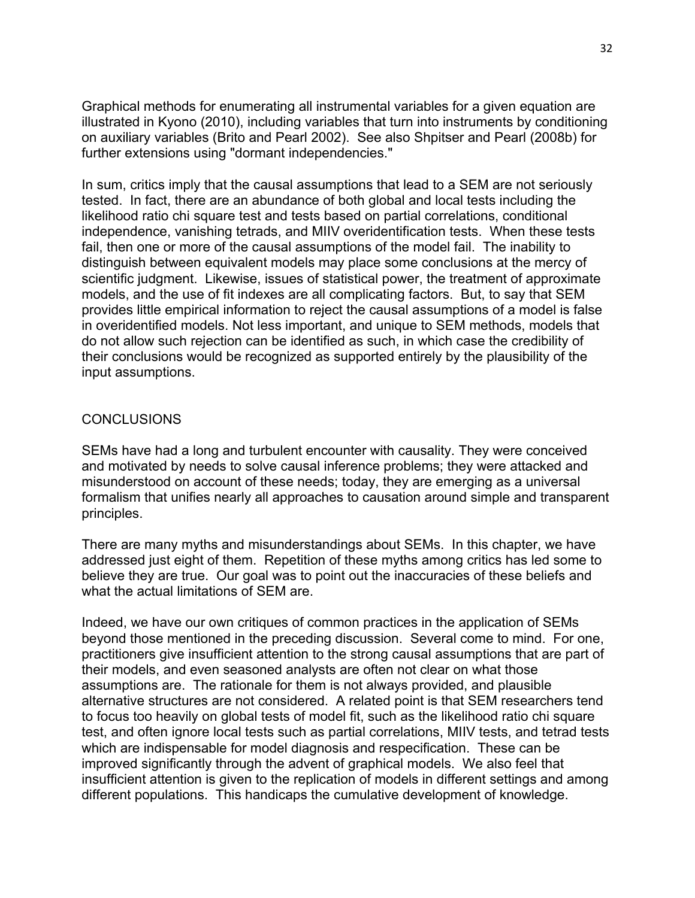Graphical methods for enumerating all instrumental variables for a given equation are illustrated in Kyono (2010), including variables that turn into instruments by conditioning on auxiliary variables (Brito and Pearl 2002). See also Shpitser and Pearl (2008b) for further extensions using "dormant independencies."

In sum, critics imply that the causal assumptions that lead to a SEM are not seriously tested. In fact, there are an abundance of both global and local tests including the likelihood ratio chi square test and tests based on partial correlations, conditional independence, vanishing tetrads, and MIIV overidentification tests. When these tests fail, then one or more of the causal assumptions of the model fail. The inability to distinguish between equivalent models may place some conclusions at the mercy of scientific judgment. Likewise, issues of statistical power, the treatment of approximate models, and the use of fit indexes are all complicating factors. But, to say that SEM provides little empirical information to reject the causal assumptions of a model is false in overidentified models. Not less important, and unique to SEM methods, models that do not allow such rejection can be identified as such, in which case the credibility of their conclusions would be recognized as supported entirely by the plausibility of the input assumptions.

## CONCLUSIONS

SEMs have had a long and turbulent encounter with causality. They were conceived and motivated by needs to solve causal inference problems; they were attacked and misunderstood on account of these needs; today, they are emerging as a universal formalism that unifies nearly all approaches to causation around simple and transparent principles.

There are many myths and misunderstandings about SEMs. In this chapter, we have addressed just eight of them. Repetition of these myths among critics has led some to believe they are true. Our goal was to point out the inaccuracies of these beliefs and what the actual limitations of SEM are.

Indeed, we have our own critiques of common practices in the application of SEMs beyond those mentioned in the preceding discussion. Several come to mind. For one, practitioners give insufficient attention to the strong causal assumptions that are part of their models, and even seasoned analysts are often not clear on what those assumptions are. The rationale for them is not always provided, and plausible alternative structures are not considered. A related point is that SEM researchers tend to focus too heavily on global tests of model fit, such as the likelihood ratio chi square test, and often ignore local tests such as partial correlations, MIIV tests, and tetrad tests which are indispensable for model diagnosis and respecification. These can be improved significantly through the advent of graphical models. We also feel that insufficient attention is given to the replication of models in different settings and among different populations. This handicaps the cumulative development of knowledge.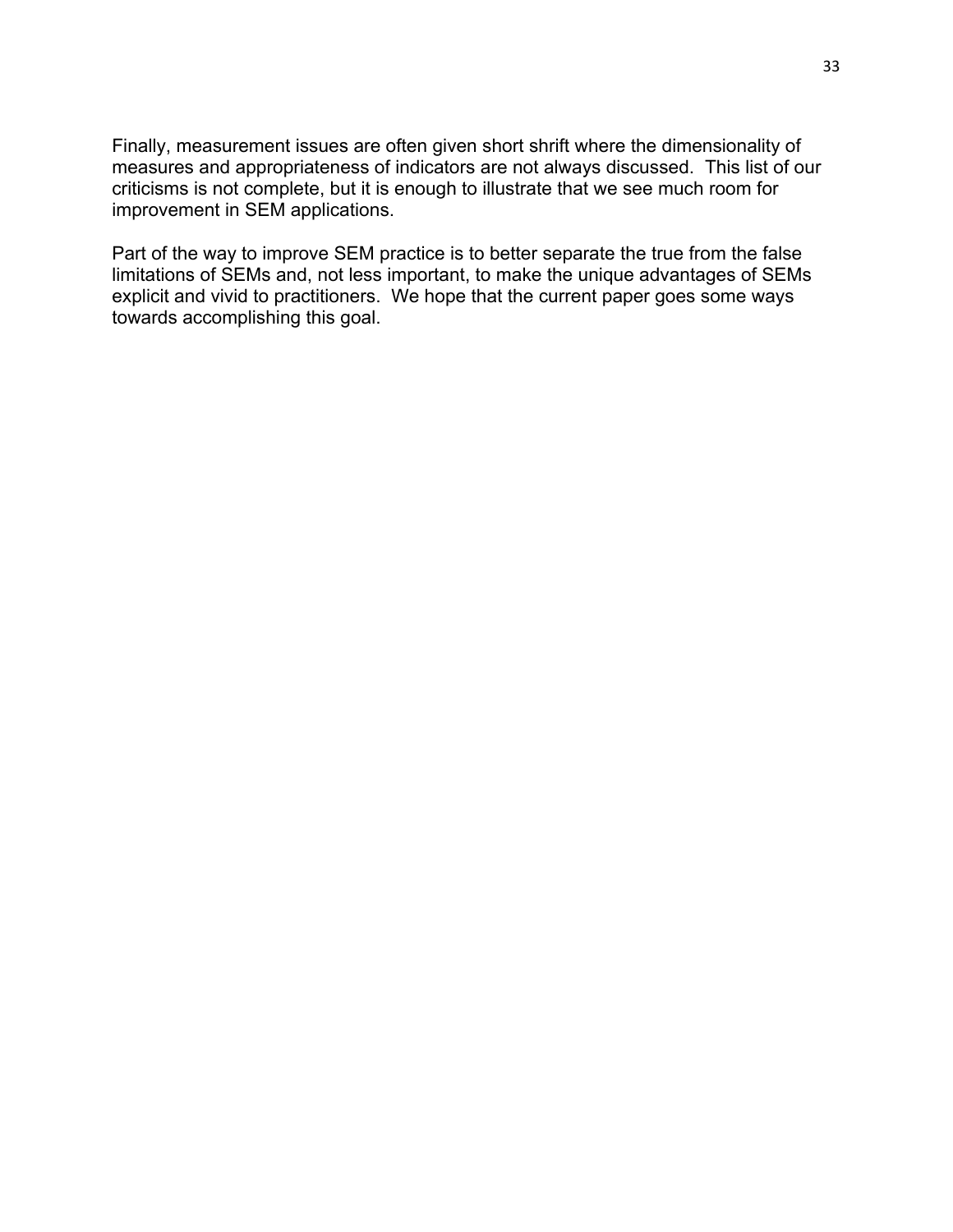Finally, measurement issues are often given short shrift where the dimensionality of measures and appropriateness of indicators are not always discussed. This list of our criticisms is not complete, but it is enough to illustrate that we see much room for improvement in SEM applications.

Part of the way to improve SEM practice is to better separate the true from the false limitations of SEMs and, not less important, to make the unique advantages of SEMs explicit and vivid to practitioners. We hope that the current paper goes some ways towards accomplishing this goal.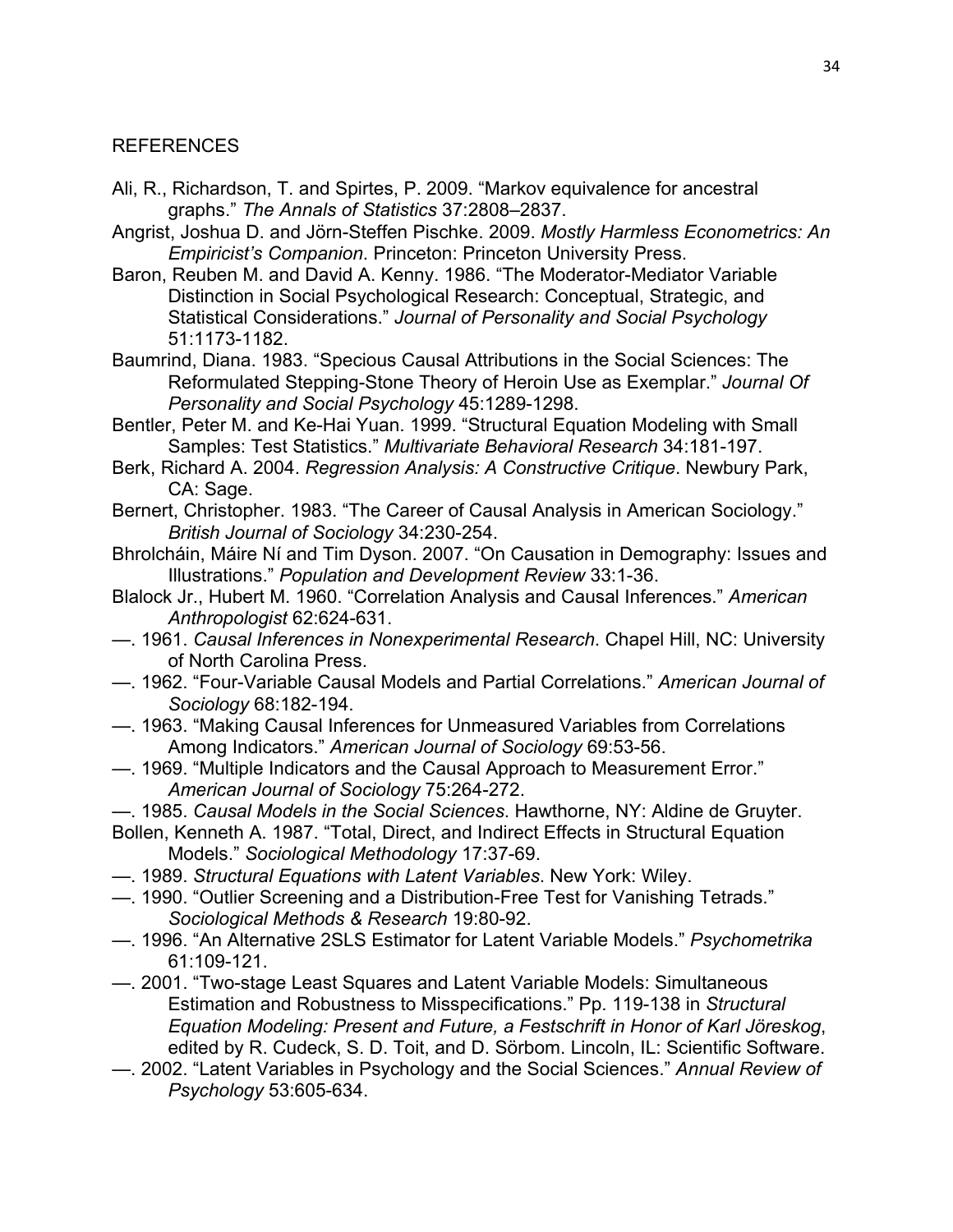## REFERENCES

Ali, R., Richardson, T. and Spirtes, P. 2009. "Markov equivalence for ancestral graphs." *The Annals of Statistics* 37:2808–2837.

Angrist, Joshua D. and Jörn-Steffen Pischke. 2009. *Mostly Harmless Econometrics: An Empiricist's Companion*. Princeton: Princeton University Press.

Baron, Reuben M. and David A. Kenny. 1986. "The Moderator-Mediator Variable Distinction in Social Psychological Research: Conceptual, Strategic, and Statistical Considerations." *Journal of Personality and Social Psychology* 51:1173-1182.

Baumrind, Diana. 1983. "Specious Causal Attributions in the Social Sciences: The Reformulated Stepping-Stone Theory of Heroin Use as Exemplar." *Journal Of Personality and Social Psychology* 45:1289-1298.

Bentler, Peter M. and Ke-Hai Yuan. 1999. "Structural Equation Modeling with Small Samples: Test Statistics." *Multivariate Behavioral Research* 34:181-197.

Berk, Richard A. 2004. *Regression Analysis: A Constructive Critique*. Newbury Park, CA: Sage.

Bernert, Christopher. 1983. "The Career of Causal Analysis in American Sociology." *British Journal of Sociology* 34:230-254.

Bhrolcháin, Máire Ní and Tim Dyson. 2007. "On Causation in Demography: Issues and Illustrations." *Population and Development Review* 33:1-36.

Blalock Jr., Hubert M. 1960. "Correlation Analysis and Causal Inferences." *American Anthropologist* 62:624-631.

—. 1961. *Causal Inferences in Nonexperimental Research*. Chapel Hill, NC: University of North Carolina Press.

—. 1962. "Four-Variable Causal Models and Partial Correlations." *American Journal of Sociology* 68:182-194.

—. 1963. "Making Causal Inferences for Unmeasured Variables from Correlations Among Indicators." *American Journal of Sociology* 69:53-56.

—. 1969. "Multiple Indicators and the Causal Approach to Measurement Error." *American Journal of Sociology* 75:264-272.

—. 1985. *Causal Models in the Social Sciences*. Hawthorne, NY: Aldine de Gruyter.

Bollen, Kenneth A. 1987. "Total, Direct, and Indirect Effects in Structural Equation Models." *Sociological Methodology* 17:37-69.

—. 1989. *Structural Equations with Latent Variables*. New York: Wiley.

—. 1990. "Outlier Screening and a Distribution-Free Test for Vanishing Tetrads." *Sociological Methods & Research* 19:80-92.

—. 1996. "An Alternative 2SLS Estimator for Latent Variable Models." *Psychometrika* 61:109-121.

—. 2001. "Two-stage Least Squares and Latent Variable Models: Simultaneous Estimation and Robustness to Misspecifications." Pp. 119-138 in *Structural Equation Modeling: Present and Future, a Festschrift in Honor of Karl Jöreskog*, edited by R. Cudeck, S. D. Toit, and D. Sörbom. Lincoln, IL: Scientific Software.

—. 2002. "Latent Variables in Psychology and the Social Sciences." *Annual Review of Psychology* 53:605-634.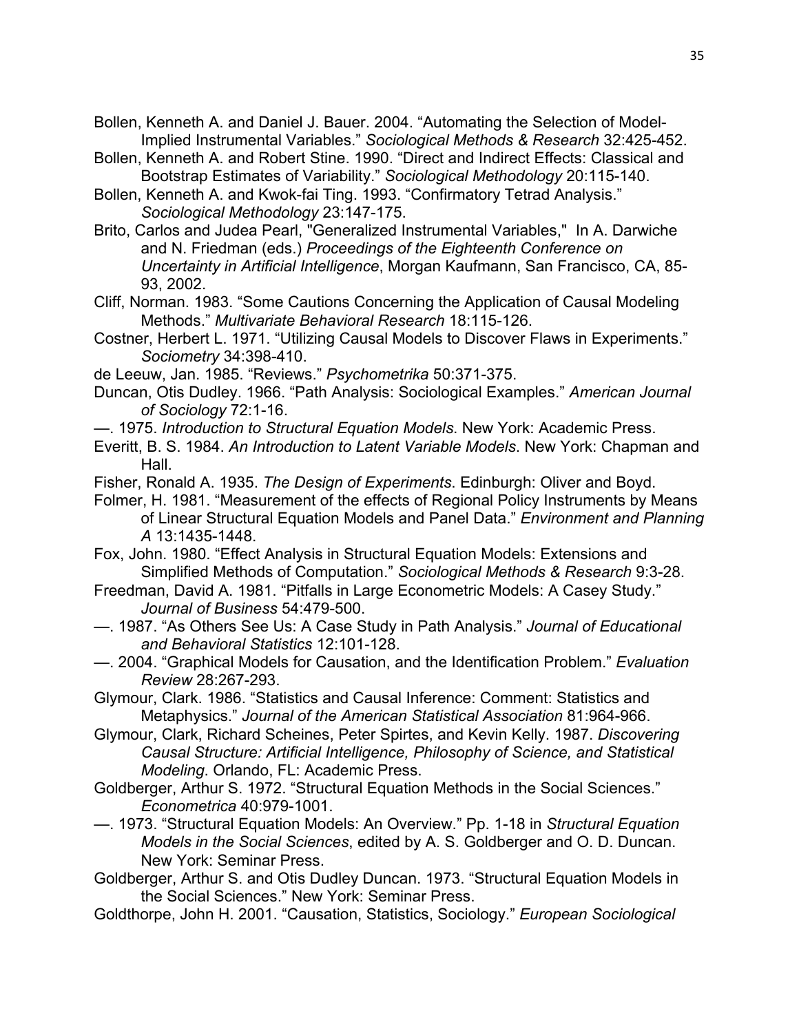Bollen, Kenneth A. and Daniel J. Bauer. 2004. "Automating the Selection of Model-Implied Instrumental Variables." *Sociological Methods & Research* 32:425-452.

Bollen, Kenneth A. and Robert Stine. 1990. "Direct and Indirect Effects: Classical and Bootstrap Estimates of Variability." *Sociological Methodology* 20:115-140.

Bollen, Kenneth A. and Kwok-fai Ting. 1993. "Confirmatory Tetrad Analysis." *Sociological Methodology* 23:147-175.

Brito, Carlos and Judea Pearl, "Generalized Instrumental Variables," In A. Darwiche and N. Friedman (eds.) *Proceedings of the Eighteenth Conference on Uncertainty in Artificial Intelligence*, Morgan Kaufmann, San Francisco, CA, 85-93, 2002.

Cliff, Norman. 1983. "Some Cautions Concerning the Application of Causal Modeling Methods." *Multivariate Behavioral Research* 18:115-126.

Costner, Herbert L. 1971. "Utilizing Causal Models to Discover Flaws in Experiments." *Sociometry* 34:398-410.

de Leeuw, Jan. 1985. "Reviews." *Psychometrika* 50:371-375.

Duncan, Otis Dudley. 1966. "Path Analysis: Sociological Examples." *American Journal of Sociology* 72:1-16.

—. 1975. *Introduction to Structural Equation Models*. New York: Academic Press.

Everitt, B. S. 1984. *An Introduction to Latent Variable Models*. New York: Chapman and Hall.

Fisher, Ronald A. 1935. *The Design of Experiments*. Edinburgh: Oliver and Boyd.

Folmer, H. 1981. "Measurement of the effects of Regional Policy Instruments by Means of Linear Structural Equation Models and Panel Data." *Environment and Planning A* 13:1435-1448.

Fox, John. 1980. "Effect Analysis in Structural Equation Models: Extensions and Simplified Methods of Computation." *Sociological Methods & Research* 9:3-28.

Freedman, David A. 1981. "Pitfalls in Large Econometric Models: A Casey Study." *Journal of Business* 54:479-500.

—. 1987. "As Others See Us: A Case Study in Path Analysis." *Journal of Educational and Behavioral Statistics* 12:101-128.

—. 2004. "Graphical Models for Causation, and the Identification Problem." *Evaluation Review* 28:267-293.

Glymour, Clark. 1986. "Statistics and Causal Inference: Comment: Statistics and Metaphysics." *Journal of the American Statistical Association* 81:964-966.

Glymour, Clark, Richard Scheines, Peter Spirtes, and Kevin Kelly. 1987. *Discovering Causal Structure: Artificial Intelligence, Philosophy of Science, and Statistical Modeling*. Orlando, FL: Academic Press.

Goldberger, Arthur S. 1972. "Structural Equation Methods in the Social Sciences." *Econometrica* 40:979-1001.

—. 1973. "Structural Equation Models: An Overview." Pp. 1-18 in *Structural Equation Models in the Social Sciences*, edited by A. S. Goldberger and O. D. Duncan. New York: Seminar Press.

Goldberger, Arthur S. and Otis Dudley Duncan. 1973. "Structural Equation Models in the Social Sciences." New York: Seminar Press.

Goldthorpe, John H. 2001. "Causation, Statistics, Sociology." *European Sociological*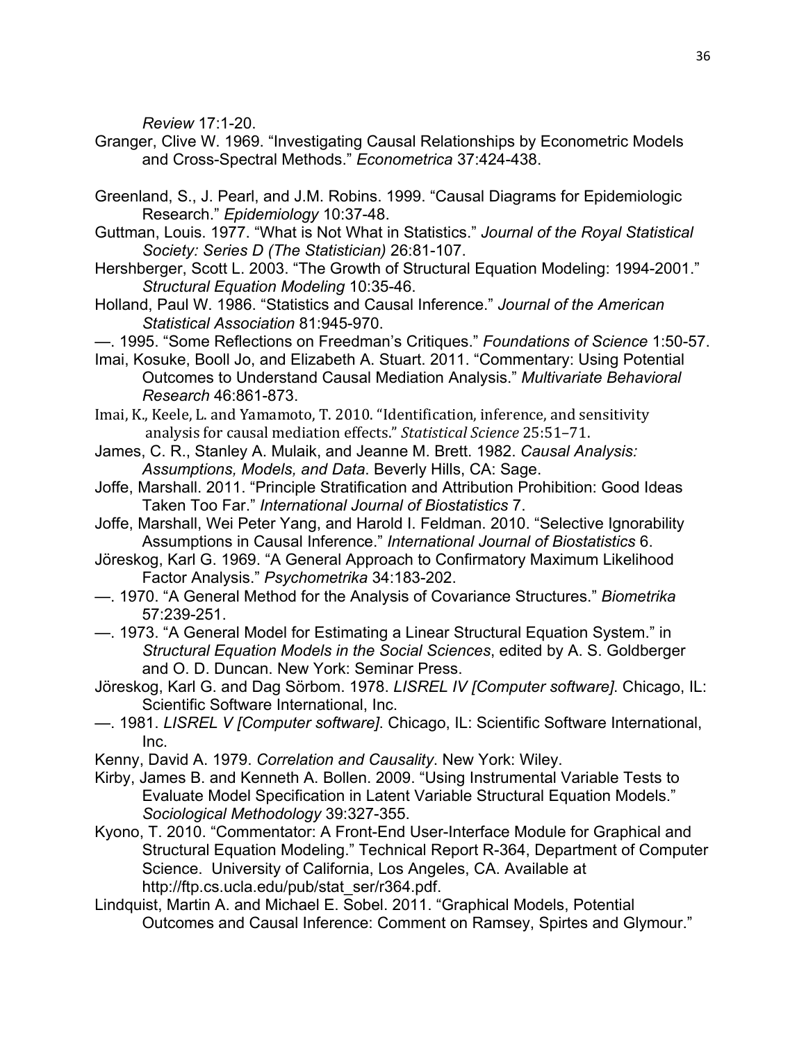*Review* 17:1-20.

Granger, Clive W. 1969. "Investigating Causal Relationships by Econometric Models and Cross-Spectral Methods." *Econometrica* 37:424-438.

Greenland, S., J. Pearl, and J.M. Robins. 1999. "Causal Diagrams for Epidemiologic Research." *Epidemiology* 10:37-48.

Guttman, Louis. 1977. "What is Not What in Statistics." *Journal of the Royal Statistical Society: Series D (The Statistician)* 26:81-107.

Hershberger, Scott L. 2003. "The Growth of Structural Equation Modeling: 1994-2001." *Structural Equation Modeling* 10:35-46.

Holland, Paul W. 1986. "Statistics and Causal Inference." *Journal of the American Statistical Association* 81:945-970.

—. 1995. "Some Reflections on Freedman's Critiques." *Foundations of Science* 1:50-57.

Imai, Kosuke, Booll Jo, and Elizabeth A. Stuart. 2011. "Commentary: Using Potential Outcomes to Understand Causal Mediation Analysis." *Multivariate Behavioral Research* 46:861-873.

Imai, K., Keele, L. and Yamamoto, T. 2010. "Identification, inference, and sensitivity analysis for causal mediation effects." *Statistical Science* 25:51–71.

James, C. R., Stanley A. Mulaik, and Jeanne M. Brett. 1982. *Causal Analysis: Assumptions, Models, and Data*. Beverly Hills, CA: Sage.

Joffe, Marshall. 2011. "Principle Stratification and Attribution Prohibition: Good Ideas Taken Too Far." *International Journal of Biostatistics* 7.

Joffe, Marshall, Wei Peter Yang, and Harold I. Feldman. 2010. "Selective Ignorability Assumptions in Causal Inference." *International Journal of Biostatistics* 6.

Jöreskog, Karl G. 1969. "A General Approach to Confirmatory Maximum Likelihood Factor Analysis." *Psychometrika* 34:183-202.

—. 1970. "A General Method for the Analysis of Covariance Structures." *Biometrika* 57:239-251.

—. 1973. "A General Model for Estimating a Linear Structural Equation System." in *Structural Equation Models in the Social Sciences*, edited by A. S. Goldberger and O. D. Duncan. New York: Seminar Press.

Jöreskog, Karl G. and Dag Sörbom. 1978. *LISREL IV [Computer software]*. Chicago, IL: Scientific Software International, Inc.

—. 1981. *LISREL V [Computer software]*. Chicago, IL: Scientific Software International, Inc.

Kenny, David A. 1979. *Correlation and Causality*. New York: Wiley.

Kirby, James B. and Kenneth A. Bollen. 2009. "Using Instrumental Variable Tests to Evaluate Model Specification in Latent Variable Structural Equation Models." *Sociological Methodology* 39:327-355.

Kyono, T. 2010. "Commentator: A Front-End User-Interface Module for Graphical and Structural Equation Modeling." Technical Report R-364, Department of Computer Science. University of California, Los Angeles, CA. Available at http://ftp.cs.ucla.edu/pub/stat_ser/r364.pdf.

Lindquist, Martin A. and Michael E. Sobel. 2011. "Graphical Models, Potential Outcomes and Causal Inference: Comment on Ramsey, Spirtes and Glymour."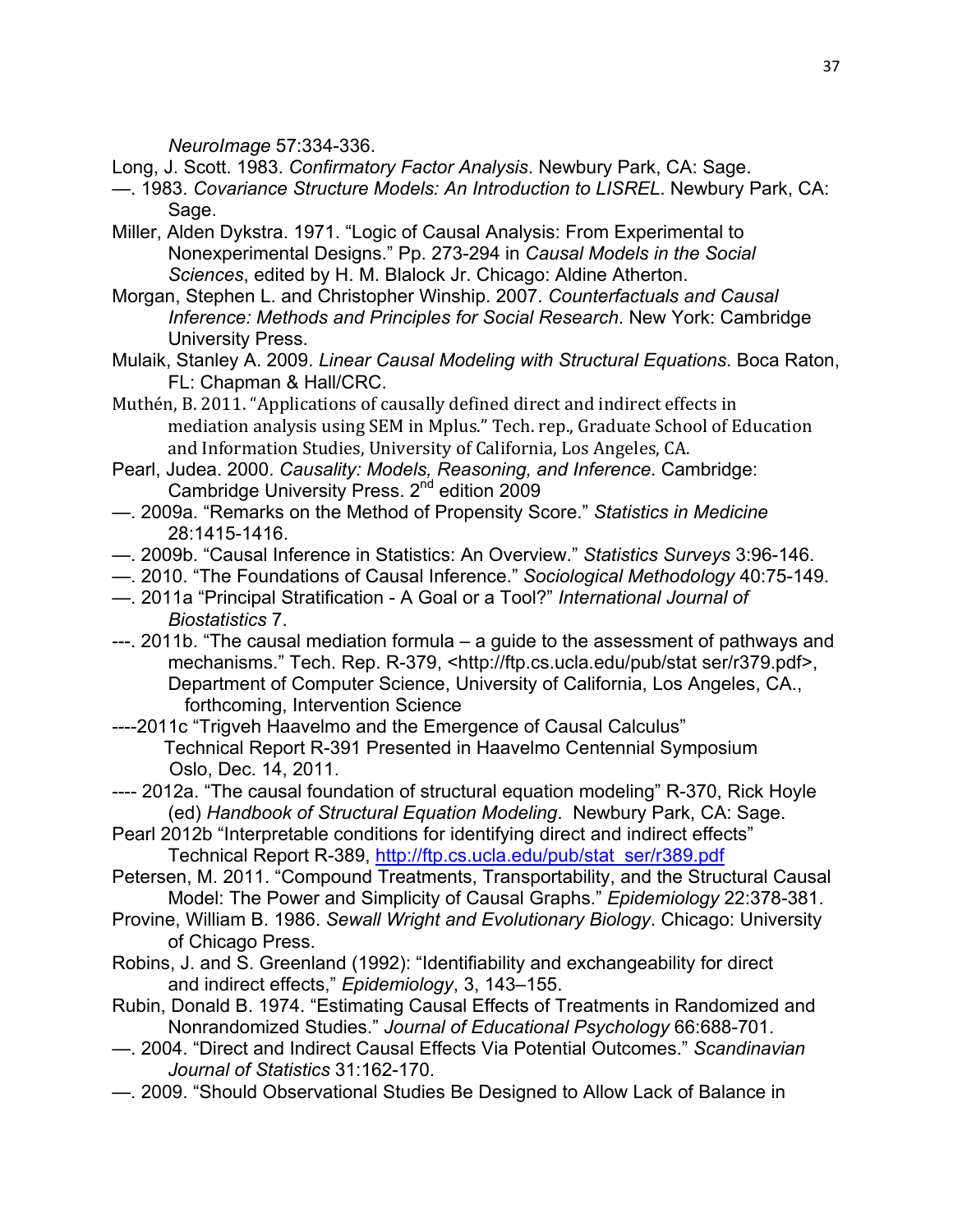*NeuroImage* 57:334-336.

Long, J. Scott. 1983. *Confirmatory Factor Analysis*. Newbury Park, CA: Sage.

—. 1983. *Covariance Structure Models: An Introduction to LISREL*. Newbury Park, CA: Sage.

Miller, Alden Dykstra. 1971. "Logic of Causal Analysis: From Experimental to Nonexperimental Designs." Pp. 273-294 in *Causal Models in the Social Sciences*, edited by H. M. Blalock Jr. Chicago: Aldine Atherton.

Morgan, Stephen L. and Christopher Winship. 2007. *Counterfactuals and Causal Inference: Methods and Principles for Social Research*. New York: Cambridge University Press.

Mulaik, Stanley A. 2009. *Linear Causal Modeling with Structural Equations*. Boca Raton, FL: Chapman & Hall/CRC.

Muthén, B. 2011. "Applications of causally defined direct and indirect effects in mediation analysis using SEM in Mplus." Tech. rep., Graduate School of Education and Information Studies, University of California, Los Angeles, CA.

Pearl, Judea. 2000. *Causality: Models, Reasoning, and Inference*. Cambridge: Cambridge University Press. 2nd edition 2009

—. 2009a. "Remarks on the Method of Propensity Score." *Statistics in Medicine* 28:1415-1416.

—. 2009b. "Causal Inference in Statistics: An Overview." *Statistics Surveys* 3:96-146.

—. 2010. "The Foundations of Causal Inference." *Sociological Methodology* 40:75-149.

—. 2011a "Principal Stratification - A Goal or a Tool?" *International Journal of Biostatistics* 7.

---. 2011b. "The causal mediation formula – a guide to the assessment of pathways and mechanisms." Tech. Rep. R-379, <http://ftp.cs.ucla.edu/pub/stat ser/r379.pdf>, Department of Computer Science, University of California, Los Angeles, CA., forthcoming, Intervention Science

----2011c "Trigveh Haavelmo and the Emergence of Causal Calculus" Technical Report R-391 Presented in Haavelmo Centennial Symposium Oslo, Dec. 14, 2011.

---- 2012a. "The causal foundation of structural equation modeling" R-370, Rick Hoyle (ed) *Handbook of Structural Equation Modeling*. Newbury Park, CA: Sage.

Pearl 2012b "Interpretable conditions for identifying direct and indirect effects" Technical Report R-389, http://ftp.cs.ucla.edu/pub/stat_ser/r389.pdf

Petersen, M. 2011. "Compound Treatments, Transportability, and the Structural Causal Model: The Power and Simplicity of Causal Graphs." *Epidemiology* 22:378-381.

Provine, William B. 1986. *Sewall Wright and Evolutionary Biology*. Chicago: University of Chicago Press.

Robins, J. and S. Greenland (1992): "Identifiability and exchangeability for direct and indirect effects," *Epidemiology*, 3, 143–155.

Rubin, Donald B. 1974. "Estimating Causal Effects of Treatments in Randomized and Nonrandomized Studies." *Journal of Educational Psychology* 66:688-701.

—. 2004. "Direct and Indirect Causal Effects Via Potential Outcomes." *Scandinavian Journal of Statistics* 31:162-170.

—. 2009. "Should Observational Studies Be Designed to Allow Lack of Balance in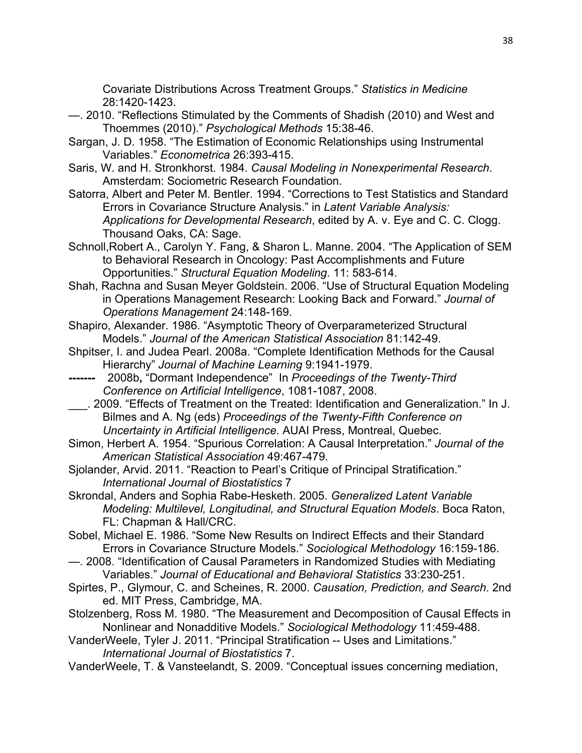Covariate Distributions Across Treatment Groups." *Statistics in Medicine* 28:1420-1423.

—. 2010. "Reflections Stimulated by the Comments of Shadish (2010) and West and Thoemmes (2010)." *Psychological Methods* 15:38-46.

Sargan, J. D. 1958. "The Estimation of Economic Relationships using Instrumental Variables." *Econometrica* 26:393-415.

Saris, W. and H. Stronkhorst. 1984. *Causal Modeling in Nonexperimental Research*. Amsterdam: Sociometric Research Foundation.

Satorra, Albert and Peter M. Bentler. 1994. "Corrections to Test Statistics and Standard Errors in Covariance Structure Analysis." in *Latent Variable Analysis: Applications for Developmental Research*, edited by A. v. Eye and C. C. Clogg. Thousand Oaks, CA: Sage.

Schnoll,Robert A., Carolyn Y. Fang, & Sharon L. Manne. 2004. "The Application of SEM to Behavioral Research in Oncology: Past Accomplishments and Future Opportunities." *Structural Equation Modeling*. 11: 583-614.

Shah, Rachna and Susan Meyer Goldstein. 2006. "Use of Structural Equation Modeling in Operations Management Research: Looking Back and Forward." *Journal of Operations Management* 24:148-169.

Shapiro, Alexander. 1986. "Asymptotic Theory of Overparameterized Structural Models." *Journal of the American Statistical Association* 81:142-49.

Shpitser, I. and Judea Pearl. 2008a. "Complete Identification Methods for the Causal Hierarchy" *Journal of Machine Learning* 9:1941-1979.

**-------** 2008b**,** "Dormant Independence" In *Proceedings of the Twenty-Third Conference on Artificial Intelligence*, 1081-1087, 2008.

___. 2009. "Effects of Treatment on the Treated: Identification and Generalization." In J. Bilmes and A. Ng (eds) *Proceedings of the Twenty-Fifth Conference on Uncertainty in Artificial Intelligence.* AUAI Press, Montreal, Quebec.

Simon, Herbert A. 1954. "Spurious Correlation: A Causal Interpretation." *Journal of the American Statistical Association* 49:467-479.

Sjolander, Arvid. 2011. "Reaction to Pearl's Critique of Principal Stratification." *International Journal of Biostatistics* 7

Skrondal, Anders and Sophia Rabe-Hesketh. 2005. *Generalized Latent Variable Modeling: Multilevel, Longitudinal, and Structural Equation Models*. Boca Raton, FL: Chapman & Hall/CRC.

Sobel, Michael E. 1986. "Some New Results on Indirect Effects and their Standard Errors in Covariance Structure Models." *Sociological Methodology* 16:159-186.

—. 2008. "Identification of Causal Parameters in Randomized Studies with Mediating Variables." *Journal of Educational and Behavioral Statistics* 33:230-251.

Spirtes, P., Glymour, C. and Scheines, R. 2000. *Causation, Prediction, and Search*. 2nd ed. MIT Press, Cambridge, MA.

Stolzenberg, Ross M. 1980. "The Measurement and Decomposition of Causal Effects in Nonlinear and Nonadditive Models." *Sociological Methodology* 11:459-488.

VanderWeele, Tyler J. 2011. "Principal Stratification -- Uses and Limitations." *International Journal of Biostatistics* 7.

VanderWeele, T. & Vansteelandt, S. 2009. "Conceptual issues concerning mediation,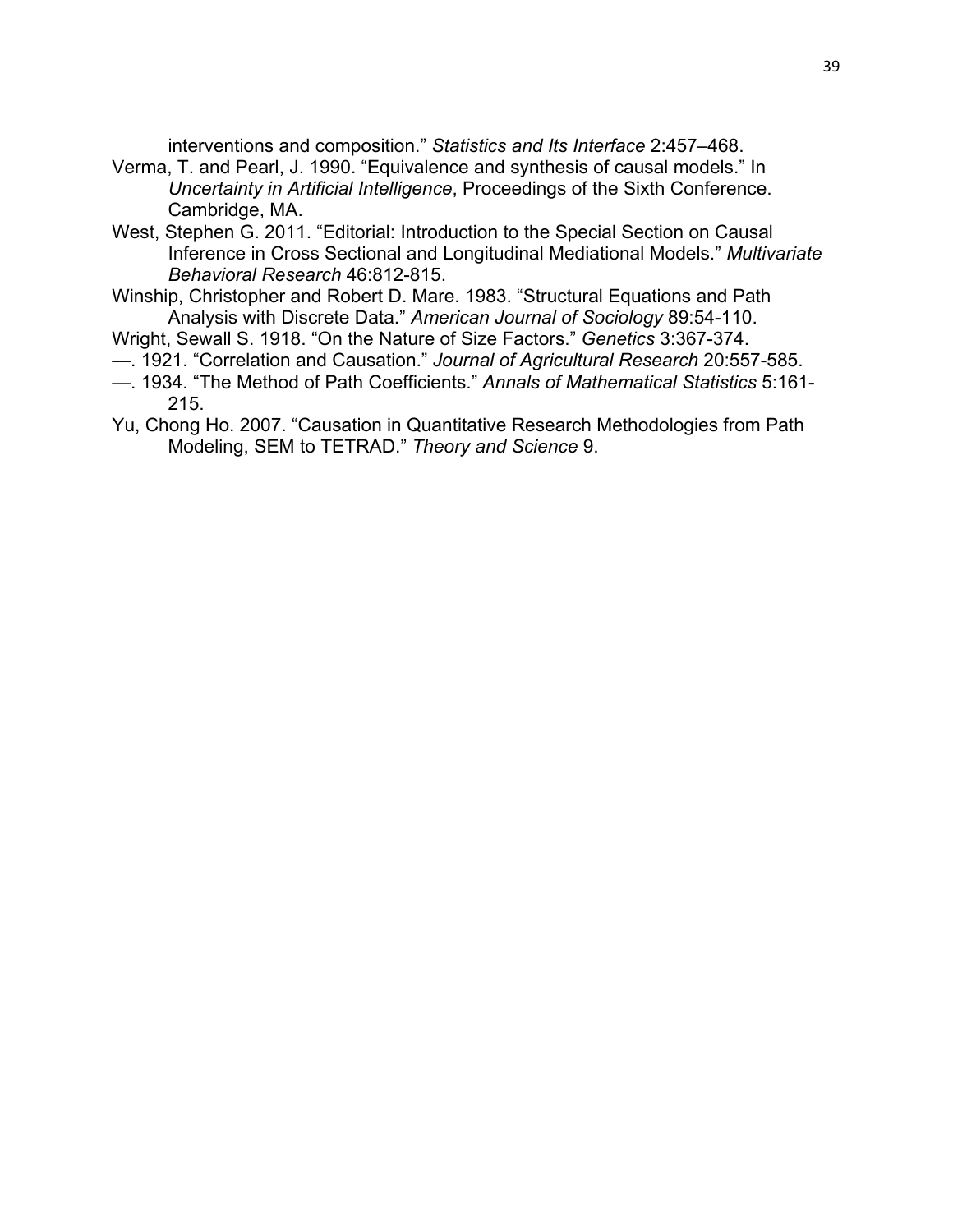interventions and composition." *Statistics and Its Interface* 2:457–468.

Verma, T. and Pearl, J. 1990. "Equivalence and synthesis of causal models." In *Uncertainty in Artificial Intelligence*, Proceedings of the Sixth Conference. Cambridge, MA.

West, Stephen G. 2011. "Editorial: Introduction to the Special Section on Causal Inference in Cross Sectional and Longitudinal Mediational Models." *Multivariate Behavioral Research* 46:812-815.

Winship, Christopher and Robert D. Mare. 1983. "Structural Equations and Path Analysis with Discrete Data." *American Journal of Sociology* 89:54-110.

Wright, Sewall S. 1918. "On the Nature of Size Factors." *Genetics* 3:367-374.

—. 1921. "Correlation and Causation." *Journal of Agricultural Research* 20:557-585.

—. 1934. "The Method of Path Coefficients." *Annals of Mathematical Statistics* 5:161-215.

Yu, Chong Ho. 2007. "Causation in Quantitative Research Methodologies from Path Modeling, SEM to TETRAD." *Theory and Science* 9.